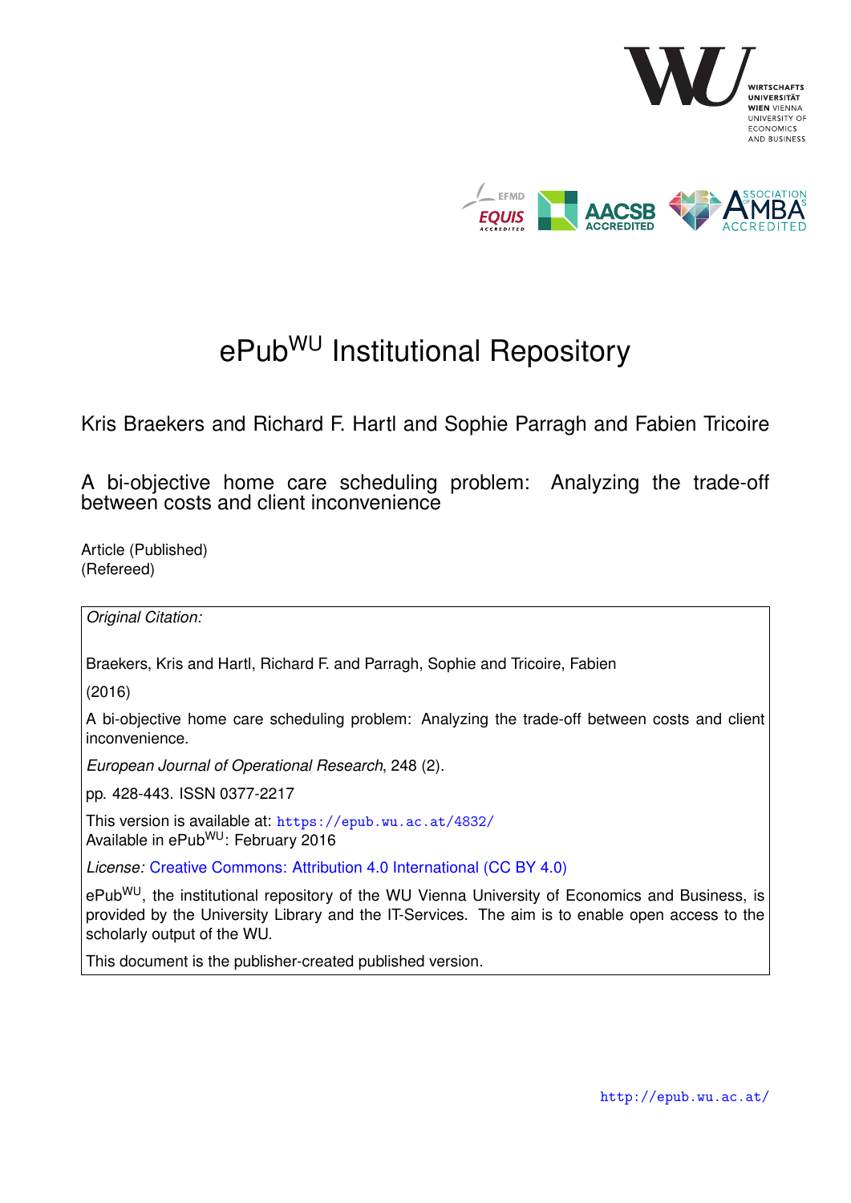# ePub$^{WU}$ Institutional Repository

Kris Braekers and Richard F. Hartl and Sophie Parragh and Fabien Tricoire

A bi-objective home care scheduling problem: Analyzing the trade-off between costs and client inconvenience

Article (Published)
(Refereed)

*Original Citation:*

Braekers, Kris and Hartl, Richard F. and Parragh, Sophie and Tricoire, Fabien

(2016)

A bi-objective home care scheduling problem: Analyzing the trade-off between costs and client inconvenience.

*European Journal of Operational Research*, 248 (2).

pp. 428-443. ISSN 0377-2217

This version is available at: https://epub.wu.ac.at/4832/
Available in ePub$^{WU}$: February 2016

*License:* Creative Commons: Attribution 4.0 International (CC BY 4.0)

ePub$^{WU}$, the institutional repository of the WU Vienna University of Economics and Business, is provided by the University Library and the IT-Services. The aim is to enable open access to the scholarly output of the WU.

This document is the publisher-created published version.

http://epub.wu.ac.at/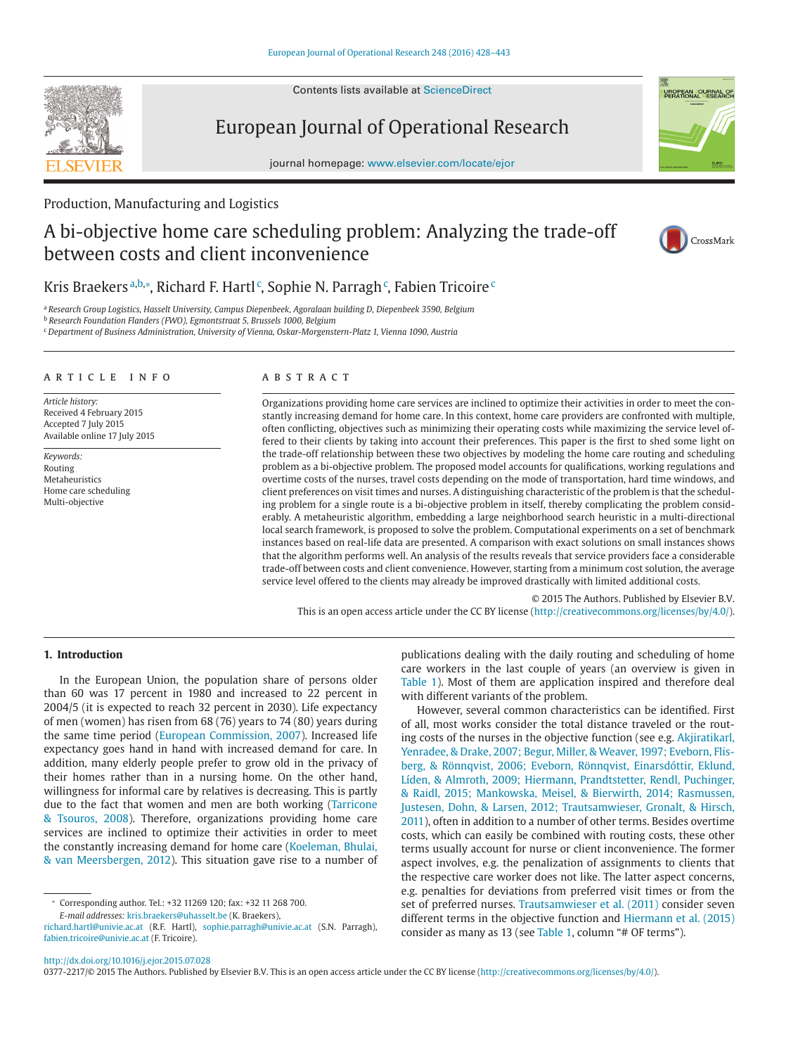Production, Manufacturing and Logistics

# A bi-objective home care scheduling problem: Analyzing the trade-off between costs and client inconvenience

Kris Braekers [a,b,*], Richard F. Hartl [c], Sophie N. Parragh [c], Fabien Tricoire [c]

[a] Research Group Logistics, Hasselt University, Campus Diepenbeek, Agoralaan building D, Diepenbeek 3590, Belgium
[b] Research Foundation Flanders (FWO), Egmontstraat 5, Brussels 1000, Belgium
[c] Department of Business Administration, University of Vienna, Oskar-Morgenstern-Platz 1, Vienna 1090, Austria

ARTICLE INFO

*Article history:*
Received 4 February 2015
Accepted 7 July 2015
Available online 17 July 2015

*Keywords:*
Routing
Metaheuristics
Home care scheduling
Multi-objective

ABSTRACT

Organizations providing home care services are inclined to optimize their activities in order to meet the constantly increasing demand for home care. In this context, home care providers are confronted with multiple, often conflicting, objectives such as minimizing their operating costs while maximizing the service level offered to their clients by taking into account their preferences. This paper is the first to shed some light on the trade-off relationship between these two objectives by modeling the home care routing and scheduling problem as a bi-objective problem. The proposed model accounts for qualifications, working regulations and overtime costs of the nurses, travel costs depending on the mode of transportation, hard time windows, and client preferences on visit times and nurses. A distinguishing characteristic of the problem is that the scheduling problem for a single route is a bi-objective problem in itself, thereby complicating the problem considerably. A metaheuristic algorithm, embedding a large neighborhood search heuristic in a multi-directional local search framework, is proposed to solve the problem. Computational experiments on a set of benchmark instances based on real-life data are presented. A comparison with exact solutions on small instances shows that the algorithm performs well. An analysis of the results reveals that service providers face a considerable trade-off between costs and client convenience. However, starting from a minimum cost solution, the average service level offered to the clients may already be improved drastically with limited additional costs.

© 2015 The Authors. Published by Elsevier B.V.
This is an open access article under the CC BY license (http://creativecommons.org/licenses/by/4.0/).

## 1. Introduction

In the European Union, the population share of persons older than 60 was 17 percent in 1980 and increased to 22 percent in 2004/5 (it is expected to reach 32 percent in 2030). Life expectancy of men (women) has risen from 68 (76) years to 74 (80) years during the same time period (European Commission, 2007). Increased life expectancy goes hand in hand with increased demand for care. In addition, many elderly people prefer to grow old in the privacy of their homes rather than in a nursing home. On the other hand, willingness for informal care by relatives is decreasing. This is partly due to the fact that women and men are both working (Tarricone & Tsouros, 2008). Therefore, organizations providing home care services are inclined to optimize their activities in order to meet the constantly increasing demand for home care (Koeleman, Bhulai, & van Meersbergen, 2012). This situation gave rise to a number of publications dealing with the daily routing and scheduling of home care workers in the last couple of years (an overview is given in Table 1). Most of them are application inspired and therefore deal with different variants of the problem.

However, several common characteristics can be identified. First of all, most works consider the total distance traveled or the routing costs of the nurses in the objective function (see e.g. Akjiratikarl, Yenradee, & Drake, 2007; Begur, Miller, & Weaver, 1997; Eveborn, Flisberg, & Rönnqvist, 2006; Eveborn, Rönnqvist, Einarsdóttir, Eklund, Lidén, & Almroth, 2009; Hiermann, Prandtstetter, Rendl, Puchinger, & Raidl, 2015; Mankowska, Meisel, & Bierwirth, 2014; Rasmussen, Justesen, Dohn, & Larsen, 2012; Trautsamwieser, Gronalt, & Hirsch, 2011), often in addition to a number of other terms. Besides overtime costs, which can easily be combined with routing costs, these other terms usually account for nurse or client inconvenience. The former aspect involves, e.g. the penalization of assignments to clients that the respective care worker does not like. The latter aspect concerns, e.g. penalties for deviations from preferred visit times or from the set of preferred nurses. Trautsamwieser et al. (2011) consider seven different terms in the objective function and Hiermann et al. (2015) consider as many as 13 (see Table 1, column "# OF terms").

* Corresponding author. Tel.: +32 11269 120; fax: +32 11 268 700.
*E-mail addresses:* kris.braekers@uhasselt.be (K. Braekers), richard.hartl@univie.ac.at (R.F. Hartl), sophie.parragh@univie.ac.at (S.N. Parragh), fabien.tricoire@univie.ac.at (F. Tricoire).

http://dx.doi.org/10.1016/j.ejor.2015.07.028
0377-2217/© 2015 The Authors. Published by Elsevier B.V. This is an open access article under the CC BY license (http://creativecommons.org/licenses/by/4.0/).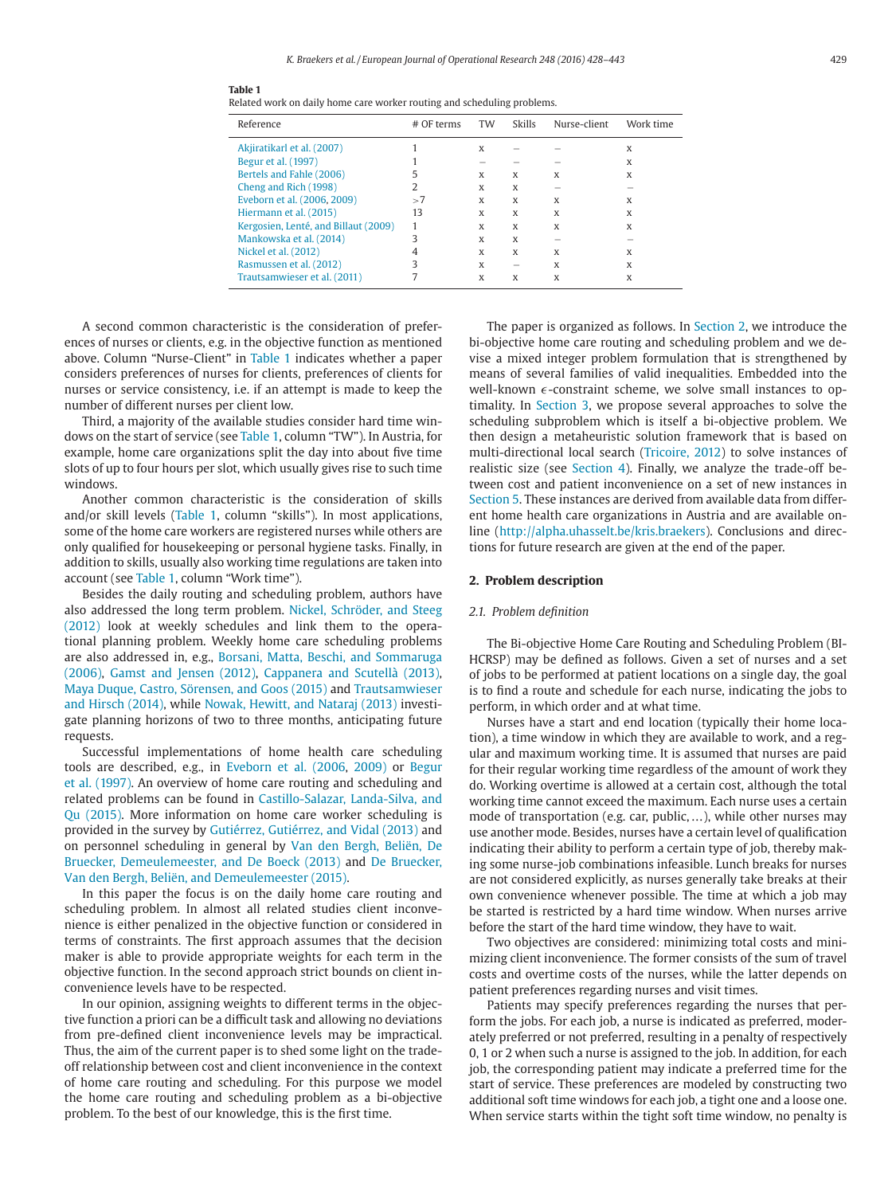**Table 1**
Related work on daily home care worker routing and scheduling problems.

| Reference | # OF terms | TW | Skills | Nurse-client | Work time |
|---|---|---|---|---|---|
| Akjiratikarl et al. (2007) | 1 | x | – | – | x |
| Begur et al. (1997) | 1 | – | – | – | x |
| Bertels and Fahle (2006) | 5 | x | x | x | x |
| Cheng and Rich (1998) | 2 | x | x | – | – |
| Eveborn et al. (2006, 2009) | >7 | x | x | x | x |
| Hiermann et al. (2015) | 13 | x | x | x | x |
| Kergosien, Lenté, and Billaut (2009) | 1 | x | x | x | x |
| Mankowska et al. (2014) | 3 | x | x | – | – |
| Nickel et al. (2012) | 4 | x | x | x | x |
| Rasmussen et al. (2012) | 3 | x | – | x | x |
| Trautsamwieser et al. (2011) | 7 | x | x | x | x |

A second common characteristic is the consideration of preferences of nurses or clients, e.g. in the objective function as mentioned above. Column "Nurse-Client" in Table 1 indicates whether a paper considers preferences of nurses for clients, preferences of clients for nurses or service consistency, i.e. if an attempt is made to keep the number of different nurses per client low.

Third, a majority of the available studies consider hard time windows on the start of service (see Table 1, column "TW"). In Austria, for example, home care organizations split the day into about five time slots of up to four hours per slot, which usually gives rise to such time windows.

Another common characteristic is the consideration of skills and/or skill levels (Table 1, column "skills"). In most applications, some of the home care workers are registered nurses while others are only qualified for housekeeping or personal hygiene tasks. Finally, in addition to skills, usually also working time regulations are taken into account (see Table 1, column "Work time").

Besides the daily routing and scheduling problem, authors have also addressed the long term problem. Nickel, Schröder, and Steeg (2012) look at weekly schedules and link them to the operational planning problem. Weekly home care scheduling problems are also addressed in, e.g., Borsani, Matta, Beschi, and Sommaruga (2006), Gamst and Jensen (2012), Cappanera and Scutellà (2013), Maya Duque, Castro, Sörensen, and Goos (2015) and Trautsamwieser and Hirsch (2014), while Nowak, Hewitt, and Nataraj (2013) investigate planning horizons of two to three months, anticipating future requests.

Successful implementations of home health care scheduling tools are described, e.g., in Eveborn et al. (2006, 2009) or Begur et al. (1997). An overview of home care routing and scheduling and related problems can be found in Castillo-Salazar, Landa-Silva, and Qu (2015). More information on home care worker scheduling is provided in the survey by Gutiérrez, Gutiérrez, and Vidal (2013) and on personnel scheduling in general by Van den Bergh, Beliën, De Bruecker, Demeulemeester, and De Boeck (2013) and De Bruecker, Van den Bergh, Beliën, and Demeulemeester (2015).

In this paper the focus is on the daily home care routing and scheduling problem. In almost all related studies client inconvenience is either penalized in the objective function or considered in terms of constraints. The first approach assumes that the decision maker is able to provide appropriate weights for each term in the objective function. In the second approach strict bounds on client inconvenience levels have to be respected.

In our opinion, assigning weights to different terms in the objective function a priori can be a difficult task and allowing no deviations from pre-defined client inconvenience levels may be impractical. Thus, the aim of the current paper is to shed some light on the trade-off relationship between cost and client inconvenience in the context of home care routing and scheduling. For this purpose we model the home care routing and scheduling problem as a bi-objective problem. To the best of our knowledge, this is the first time.

The paper is organized as follows. In Section 2, we introduce the bi-objective home care routing and scheduling problem and we devise a mixed integer problem formulation that is strengthened by means of several families of valid inequalities. Embedded into the well-known $\epsilon$-constraint scheme, we solve small instances to optimality. In Section 3, we propose several approaches to solve the scheduling subproblem which is itself a bi-objective problem. We then design a metaheuristic solution framework that is based on multi-directional local search (Tricoire, 2012) to solve instances of realistic size (see Section 4). Finally, we analyze the trade-off between cost and patient inconvenience on a set of new instances in Section 5. These instances are derived from available data from different home health care organizations in Austria and are available online (http://alpha.uhasselt.be/kris.braekers). Conclusions and directions for future research are given at the end of the paper.

## 2. Problem description

### 2.1. Problem definition

The Bi-objective Home Care Routing and Scheduling Problem (BI-HCRSP) may be defined as follows. Given a set of nurses and a set of jobs to be performed at patient locations on a single day, the goal is to find a route and schedule for each nurse, indicating the jobs to perform, in which order and at what time.

Nurses have a start and end location (typically their home location), a time window in which they are available to work, and a regular and maximum working time. It is assumed that nurses are paid for their regular working time regardless of the amount of work they do. Working overtime is allowed at a certain cost, although the total working time cannot exceed the maximum. Each nurse uses a certain mode of transportation (e.g. car, public, …), while other nurses may use another mode. Besides, nurses have a certain level of qualification indicating their ability to perform a certain type of job, thereby making some nurse-job combinations infeasible. Lunch breaks for nurses are not considered explicitly, as nurses generally take breaks at their own convenience whenever possible. The time at which a job may be started is restricted by a hard time window. When nurses arrive before the start of the hard time window, they have to wait.

Two objectives are considered: minimizing total costs and minimizing client inconvenience. The former consists of the sum of travel costs and overtime costs of the nurses, while the latter depends on patient preferences regarding nurses and visit times.

Patients may specify preferences regarding the nurses that perform the jobs. For each job, a nurse is indicated as preferred, moderately preferred or not preferred, resulting in a penalty of respectively 0, 1 or 2 when such a nurse is assigned to the job. In addition, for each job, the corresponding patient may indicate a preferred time for the start of service. These preferences are modeled by constructing two additional soft time windows for each job, a tight one and a loose one. When service starts within the tight soft time window, no penalty is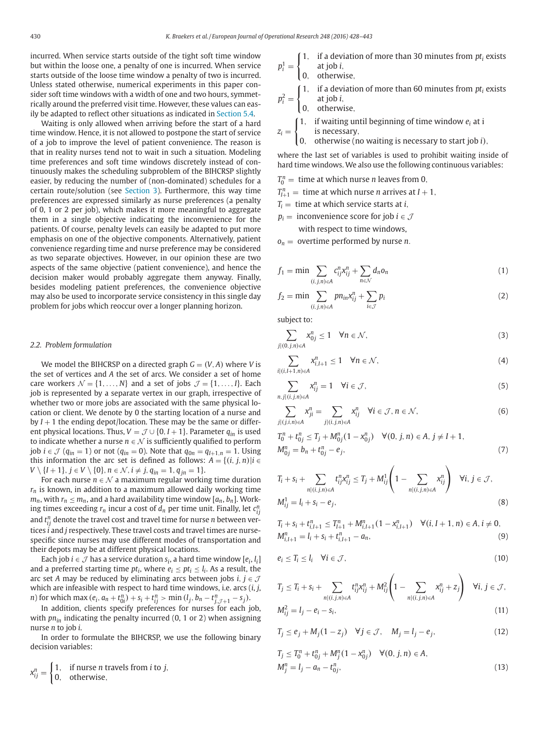incurred. When service starts outside of the tight soft time window but within the loose one, a penalty of one is incurred. When service starts outside of the loose time window a penalty of two is incurred. Unless stated otherwise, numerical experiments in this paper consider soft time windows with a width of one and two hours, symmetrically around the preferred visit time. However, these values can easily be adapted to reflect other situations as indicated in Section 5.4.

Waiting is only allowed when arriving before the start of a hard time window. Hence, it is not allowed to postpone the start of service of a job to improve the level of patient convenience. The reason is that in reality nurses tend not to wait in such a situation. Modeling time preferences and soft time windows discretely instead of continuously makes the scheduling subproblem of the BIHCRSP slightly easier, by reducing the number of (non-dominated) schedules for a certain route/solution (see Section 3). Furthermore, this way time preferences are expressed similarly as nurse preferences (a penalty of 0, 1 or 2 per job), which makes it more meaningful to aggregate them in a single objective indicating the inconvenience for the patients. Of course, penalty levels can easily be adapted to put more emphasis on one of the objective components. Alternatively, patient convenience regarding time and nurse preference may be considered as two separate objectives. However, in our opinion these are two aspects of the same objective (patient convenience), and hence the decision maker would probably aggregate them anyway. Finally, besides modeling patient preferences, the convenience objective may also be used to incorporate service consistency in this single day problem for jobs which reoccur over a longer planning horizon.

### 2.2. Problem formulation

We model the BIHCRSP on a directed graph $G = (V, A)$ where $V$ is the set of vertices and $A$ the set of arcs. We consider a set of home care workers $\mathcal{N} = \{1, \dots, N\}$ and a set of jobs $\mathcal{J} = \{1, \dots, I\}$. Each job is represented by a separate vertex in our graph, irrespective of whether two or more jobs are associated with the same physical location or client. We denote by 0 the starting location of a nurse and by $I+1$ the ending depot/location. These may be the same or different physical locations. Thus, $V = \mathcal{J} \cup \{0, I+1\}$. Parameter $q_{in}$ is used to indicate whether a nurse $n \in \mathcal{N}$ is sufficiently qualified to perform job $i \in \mathcal{J}$ ($q_{in} = 1$) or not ($q_{in} = 0$). Note that $q_{0n} = q_{I+1,n} = 1$. Using this information the arc set is defined as follows: $A = \{(i, j, n) | i \in V \setminus \{I+1\}, j \in V \setminus \{0\}, n \in \mathcal{N}, i \neq j, q_{in} = 1, q_{jn} = 1\}$.

For each nurse $n \in \mathcal{N}$ a maximum regular working time duration $r_n$ is known, in addition to a maximum allowed daily working time $m_n$, with $r_n \leq m_n$, and a hard availability time window $[a_n, b_n]$. Working times exceeding $r_n$ incur a cost of $d_n$ per time unit. Finally, let $c^n_{ij}$ and $t^n_{ij}$ denote the travel cost and travel time for nurse $n$ between vertices $i$ and $j$ respectively. These travel costs and travel times are nurse-specific since nurses may use different modes of transportation and their depots may be at different physical locations.

Each job $i \in \mathcal{J}$ has a service duration $s_i$, a hard time window $[e_i, l_i]$ and a preferred starting time $pt_i$, where $e_i \leq pt_i \leq l_i$. As a result, the arc set $A$ may be reduced by eliminating arcs between jobs $i, j \in \mathcal{J}$ which are infeasible with respect to hard time windows, i.e. arcs $(i, j, n)$ for which $\max(e_i, a_n + t^n_{0i}) + s_i + t^n_{ij} > \min(l_j, b_n - t^n_{j,\mathcal{J}+1} - s_j)$.

In addition, clients specify preferences for nurses for each job, with $pn_{in}$ indicating the penalty incurred (0, 1 or 2) when assigning nurse $n$ to job $i$.

In order to formulate the BIHCRSP, we use the following binary decision variables:

$$x^n_{ij} = \begin{cases} 1, & \text{if nurse } n \text{ travels from } i \text{ to } j, \\ 0, & \text{otherwise}, \end{cases}$$

$$p^1_i = \begin{cases} 1, & \text{if a deviation of more than 30 minutes from } pt_i \text{ exists at job } i, \\ 0, & \text{otherwise}, \end{cases}$$

$$p^2_i = \begin{cases} 1, & \text{if a deviation of more than 60 minutes from } pt_i \text{ exists at job } i, \\ 0, & \text{otherwise}, \end{cases}$$

$$z_i = \begin{cases} 1, & \text{if waiting until beginning of time window } e_i \text{ at i is necessary}, \\ 0, & \text{otherwise (no waiting is necessary to start job } i), \end{cases}$$

where the last set of variables is used to prohibit waiting inside of hard time windows. We also use the following continuous variables:

$T^n_0 =$ time at which nurse $n$ leaves from 0,
$T^n_{I+1} =$ time at which nurse $n$ arrives at $I+1$,
$T_i =$ time at which service starts at $i$,
$p_i =$ inconvenience score for job $i \in \mathcal{J}$ with respect to time windows,
$o_n =$ overtime performed by nurse $n$.

$$f_1 = \min \sum_{(i,j,n) \in A} c^n_{ij} x^n_{ij} + \sum_{n \in \mathcal{N}} d_n o_n \tag{1}$$

$$f_2 = \min \sum_{(i,j,n) \in A} pn_{in} x^n_{ij} + \sum_{i \in \mathcal{J}} p_i \tag{2}$$

subject to:

$$\sum_{j|(0,j,n) \in A} x^n_{0j} \leq 1 \quad \forall n \in \mathcal{N}, \tag{3}$$

$$\sum_{i|(i,I+1,n) \in A} x^n_{i,I+1} \leq 1 \quad \forall n \in \mathcal{N}, \tag{4}$$

$$\sum_{n,j|(i,j,n) \in A} x^n_{ij} = 1 \quad \forall i \in \mathcal{J}, \tag{5}$$

$$\sum_{j|(j,i,n) \in A} x^n_{ji} = \sum_{j|(i,j,n) \in A} x^n_{ij} \quad \forall i \in \mathcal{J}, n \in \mathcal{N}, \tag{6}$$

$$T^n_0 + t^n_{0j} \leq T_j + M^n_{0j}(1 - x^n_{0j}) \quad \forall (0, j, n) \in A, j \neq I+1, \quad M^n_{0j} = b_n + t^n_{0j} - e_j, \tag{7}$$

$$T_i + s_i + \sum_{n|(i,j,n) \in A} t^n_{ij} x^n_{ij} \leq T_j + M^1_{ij}\left(1 - \sum_{n|(i,j,n) \in A} x^n_{ij}\right) \quad \forall i, j \in \mathcal{J}, \quad M^1_{ij} = l_i + s_i - e_j, \tag{8}$$

$$T_i + s_i + t^n_{i,I+1} \leq T^n_{I+1} + M^n_{i,I+1}(1 - x^n_{i,I+1}) \quad \forall (i, I+1, n) \in A, i \neq 0, \quad M^n_{i,I+1} = l_i + s_i + t^n_{i,I+1} - a_n, \tag{9}$$

$$e_i \leq T_i \leq l_i \quad \forall i \in \mathcal{J}, \tag{10}$$

$$T_j \leq T_i + s_i + \sum_{n|(i,j,n) \in A} t^n_{ij} x^n_{ij} + M^2_{ij}\left(1 - \sum_{n|(i,j,n) \in A} x^n_{ij} + z_j\right) \quad \forall i, j \in \mathcal{J}, \quad M^2_{ij} = l_j - e_i - s_i, \tag{11}$$

$$T_j \leq e_j + M_j(1 - z_j) \quad \forall j \in \mathcal{J}, \quad M_j = l_j - e_j, \tag{12}$$

$$T_j \leq T^n_0 + t^n_{0j} + M^n_j(1 - x^n_{0j}) \quad \forall (0, j, n) \in A, \quad M^n_j = l_j - a_n - t^n_{0j}, \tag{13}$$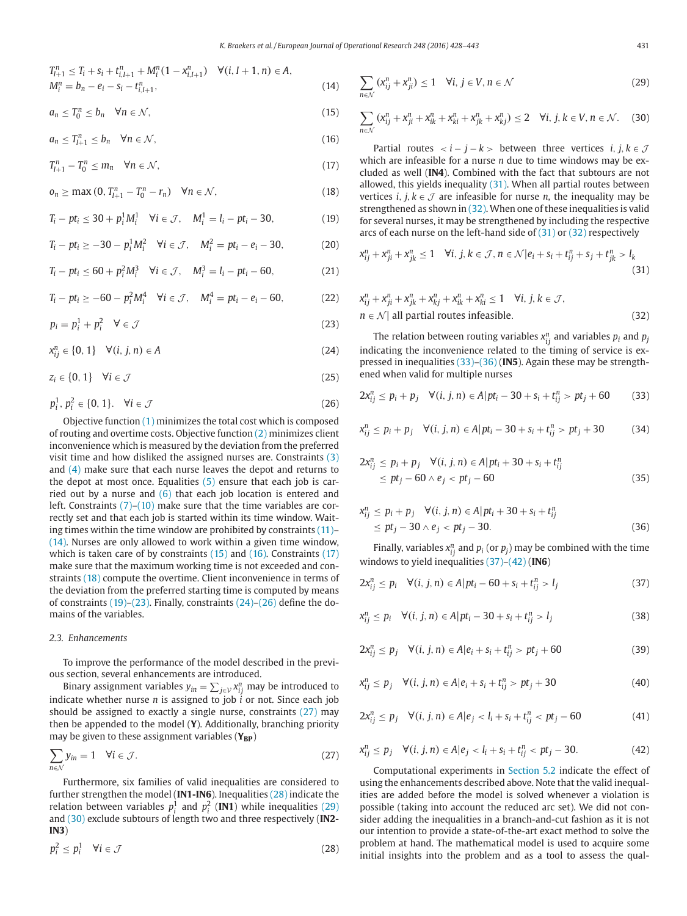$$T_{l+1}^n \leq T_i + s_i + t_{i,l+1}^n + M_i^n(1 - x_{i,l+1}^n) \quad \forall (i, l+1, n) \in A,$$
$$M_i^n = b_n - e_i - s_i - t_{i,l+1}^n, \tag{14}$$

$$a_n \leq T_0^n \leq b_n \quad \forall n \in \mathcal{N}, \tag{15}$$

$$a_n \leq T_{l+1}^n \leq b_n \quad \forall n \in \mathcal{N}, \tag{16}$$

$$T_{l+1}^n - T_0^n \leq m_n \quad \forall n \in \mathcal{N}, \tag{17}$$

$$o_n \geq \max(0, T_{l+1}^n - T_0^n - r_n) \quad \forall n \in \mathcal{N}, \tag{18}$$

$$T_i - pt_i \leq 30 + p_i^1 M_i^1 \quad \forall i \in \mathcal{J}, \quad M_i^1 = l_i - pt_i - 30, \tag{19}$$

$$T_i - pt_i \geq -30 - p_i^1 M_i^2 \quad \forall i \in \mathcal{J}, \quad M_i^2 = pt_i - e_i - 30, \tag{20}$$

$$T_i - pt_i \leq 60 + p_i^2 M_i^3 \quad \forall i \in \mathcal{J}, \quad M_i^3 = l_i - pt_i - 60, \tag{21}$$

$$T_i - pt_i \geq -60 - p_i^2 M_i^4 \quad \forall i \in \mathcal{J}, \quad M_i^4 = pt_i - e_i - 60, \tag{22}$$

$$p_i = p_i^1 + p_i^2 \quad \forall \in \mathcal{J} \tag{23}$$

$$x_{ij}^n \in \{0, 1\} \quad \forall (i, j, n) \in A \tag{24}$$

$$z_i \in \{0, 1\} \quad \forall i \in \mathcal{J} \tag{25}$$

$$p_i^1, p_i^2 \in \{0, 1\}. \quad \forall i \in \mathcal{J} \tag{26}$$

Objective function (1) minimizes the total cost which is composed of routing and overtime costs. Objective function (2) minimizes client inconvenience which is measured by the deviation from the preferred visit time and how disliked the assigned nurses are. Constraints (3) and (4) make sure that each nurse leaves the depot and returns to the depot at most once. Equalities (5) ensure that each job is carried out by a nurse and (6) that each job location is entered and left. Constraints (7)–(10) make sure that the time variables are correctly set and that each job is started within its time window. Waiting times within the time window are prohibited by constraints (11)–(14). Nurses are only allowed to work within a given time window, which is taken care of by constraints (15) and (16). Constraints (17) make sure that the maximum working time is not exceeded and constraints (18) compute the overtime. Client inconvenience in terms of the deviation from the preferred starting time is computed by means of constraints (19)–(23). Finally, constraints (24)–(26) define the domains of the variables.

### 2.3. Enhancements

To improve the performance of the model described in the previous section, several enhancements are introduced.

Binary assignment variables $y_{in} = \sum_{j \in \mathcal{V}} x_{ij}^n$ may be introduced to indicate whether nurse $n$ is assigned to job $i$ or not. Since each job should be assigned to exactly a single nurse, constraints (27) may then be appended to the model (**Y**). Additionally, branching priority may be given to these assignment variables (**$Y_{BP}$**)

$$\sum_{n \in \mathcal{N}} y_{in} = 1 \quad \forall i \in \mathcal{J}. \tag{27}$$

Furthermore, six families of valid inequalities are considered to further strengthen the model (**IN1-IN6**). Inequalities (28) indicate the relation between variables $p_i^1$ and $p_i^2$ (**IN1**) while inequalities (29) and (30) exclude subtours of length two and three respectively (**IN2-IN3**)

$$p_i^2 \leq p_i^1 \quad \forall i \in \mathcal{J} \tag{28}$$

$$\sum_{n \in \mathcal{N}} (x_{ij}^n + x_{ji}^n) \leq 1 \quad \forall i, j \in V, n \in \mathcal{N} \tag{29}$$

$$\sum_{n \in \mathcal{N}} (x_{ij}^n + x_{ji}^n + x_{ik}^n + x_{ki}^n + x_{jk}^n + x_{kj}^n) \leq 2 \quad \forall i, j, k \in V, n \in \mathcal{N}. \tag{30}$$

Partial routes $< i - j - k >$ between three vertices $i, j, k \in \mathcal{J}$ which are infeasible for a nurse $n$ due to time windows may be excluded as well (**IN4**). Combined with the fact that subtours are not allowed, this yields inequality (31). When all partial routes between vertices $i, j, k \in \mathcal{J}$ are infeasible for nurse $n$, the inequality may be strengthened as shown in (32). When one of these inequalities is valid for several nurses, it may be strengthened by including the respective arcs of each nurse on the left-hand side of (31) or (32) respectively

$$x_{ij}^n + x_{ji}^n + x_{jk}^n \leq 1 \quad \forall i, j, k \in \mathcal{J}, n \in \mathcal{N} | e_i + s_i + t_{ij}^n + s_j + t_{jk}^n > l_k \tag{31}$$

$$x_{ij}^n + x_{ji}^n + x_{jk}^n + x_{kj}^n + x_{ik}^n + x_{ki}^n \leq 1 \quad \forall i, j, k \in \mathcal{J},$$
$$n \in \mathcal{N} | \text{ all partial routes infeasible}. \tag{32}$$

The relation between routing variables $x_{ij}^n$ and variables $p_i$ and $p_j$ indicating the inconvenience related to the timing of service is expressed in inequalities (33)–(36) (**IN5**). Again these may be strengthened when valid for multiple nurses

$$2x_{ij}^n \leq p_i + p_j \quad \forall (i, j, n) \in A | pt_i - 30 + s_i + t_{ij}^n > pt_j + 60 \tag{33}$$

$$x_{ij}^n \leq p_i + p_j \quad \forall (i, j, n) \in A | pt_i - 30 + s_i + t_{ij}^n > pt_j + 30 \tag{34}$$

$$2x_{ij}^n \leq p_i + p_j \quad \forall (i, j, n) \in A | pt_i + 30 + s_i + t_{ij}^n \leq pt_j - 60 \wedge e_j < pt_j - 60 \tag{35}$$

$$x_{ij}^n \leq p_i + p_j \quad \forall (i, j, n) \in A | pt_i + 30 + s_i + t_{ij}^n \leq pt_j - 30 \wedge e_j < pt_j - 30. \tag{36}$$

Finally, variables $x_{ij}^n$ and $p_i$ (or $p_j$) may be combined with the time windows to yield inequalities (37)–(42) (**IN6**)

$$2x_{ij}^n \leq p_i \quad \forall (i, j, n) \in A | pt_i - 60 + s_i + t_{ij}^n > l_j \tag{37}$$

$$x_{ij}^n \leq p_i \quad \forall (i, j, n) \in A | pt_i - 30 + s_i + t_{ij}^n > l_j \tag{38}$$

$$2x_{ij}^n \leq p_j \quad \forall (i, j, n) \in A | e_i + s_i + t_{ij}^n > pt_j + 60 \tag{39}$$

$$x_{ij}^n \leq p_j \quad \forall (i, j, n) \in A | e_i + s_i + t_{ij}^n > pt_j + 30 \tag{40}$$

$$2x_{ij}^n \leq p_j \quad \forall (i, j, n) \in A | e_j < l_i + s_i + t_{ij}^n < pt_j - 60 \tag{41}$$

$$x_{ij}^n \leq p_j \quad \forall (i, j, n) \in A | e_j < l_i + s_i + t_{ij}^n < pt_j - 30. \tag{42}$$

Computational experiments in Section 5.2 indicate the effect of using the enhancements described above. Note that the valid inequalities are added before the model is solved whenever a violation is possible (taking into account the reduced arc set). We did not consider adding the inequalities in a branch-and-cut fashion as it is not our intention to provide a state-of-the-art exact method to solve the problem at hand. The mathematical model is used to acquire some initial insights into the problem and as a tool to assess the qual-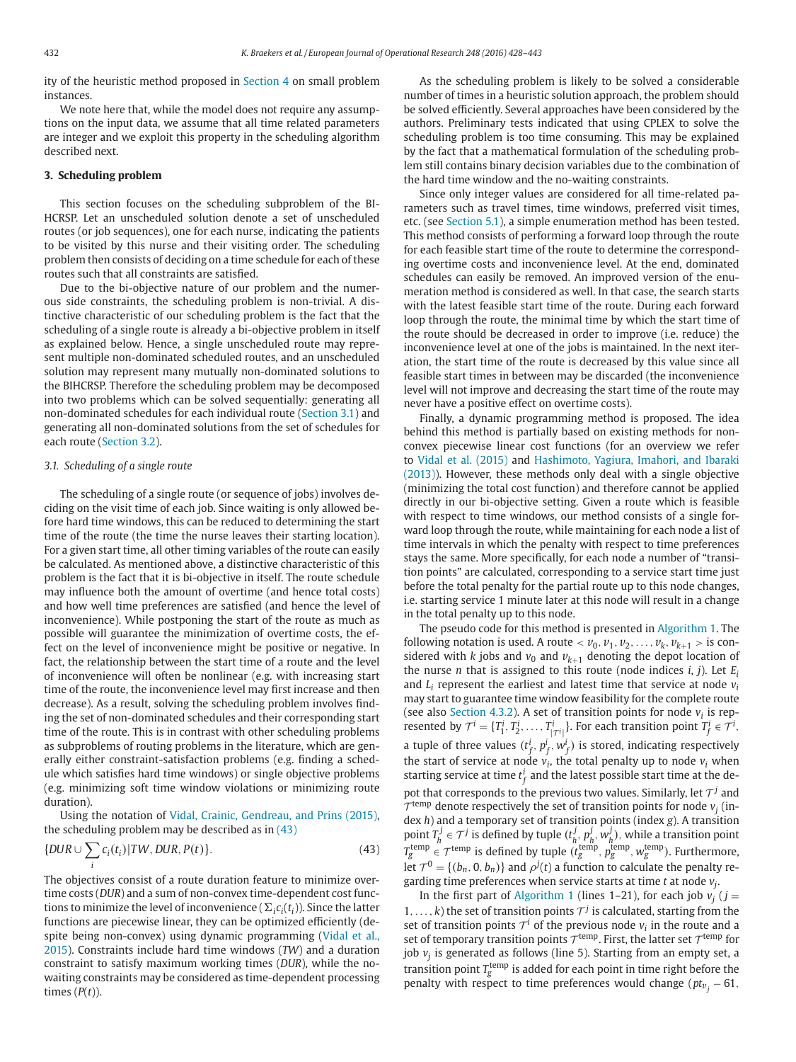ity of the heuristic method proposed in Section 4 on small problem instances.

We note here that, while the model does not require any assumptions on the input data, we assume that all time related parameters are integer and we exploit this property in the scheduling algorithm described next.

## 3. Scheduling problem

This section focuses on the scheduling subproblem of the BIHCRSP. Let an unscheduled solution denote a set of unscheduled routes (or job sequences), one for each nurse, indicating the patients to be visited by this nurse and their visiting order. The scheduling problem then consists of deciding on a time schedule for each of these routes such that all constraints are satisfied.

Due to the bi-objective nature of our problem and the numerous side constraints, the scheduling problem is non-trivial. A distinctive characteristic of our scheduling problem is the fact that the scheduling of a single route is already a bi-objective problem in itself as explained below. Hence, a single unscheduled route may represent multiple non-dominated scheduled routes, and an unscheduled solution may represent many mutually non-dominated solutions to the BIHCRSP. Therefore the scheduling problem may be decomposed into two problems which can be solved sequentially: generating all non-dominated schedules for each individual route (Section 3.1) and generating all non-dominated solutions from the set of schedules for each route (Section 3.2).

### 3.1. Scheduling of a single route

The scheduling of a single route (or sequence of jobs) involves deciding on the visit time of each job. Since waiting is only allowed before hard time windows, this can be reduced to determining the start time of the route (the time the nurse leaves their starting location). For a given start time, all other timing variables of the route can easily be calculated. As mentioned above, a distinctive characteristic of this problem is the fact that it is bi-objective in itself. The route schedule may influence both the amount of overtime (and hence total costs) and how well time preferences are satisfied (and hence the level of inconvenience). While postponing the start of the route as much as possible will guarantee the minimization of overtime costs, the effect on the level of inconvenience might be positive or negative. In fact, the relationship between the start time of a route and the level of inconvenience will often be nonlinear (e.g. with increasing start time of the route, the inconvenience level may first increase and then decrease). As a result, solving the scheduling problem involves finding the set of non-dominated schedules and their corresponding start time of the route. This is in contrast with other scheduling problems as subproblems of routing problems in the literature, which are generally either constraint-satisfaction problems (e.g. finding a schedule which satisfies hard time windows) or single objective problems (e.g. minimizing soft time window violations or minimizing route duration).

Using the notation of Vidal, Crainic, Gendreau, and Prins (2015), the scheduling problem may be described as in (43)

$$\{DUR \cup \sum_i c_i(t_i) | TW, DUR, P(t)\}. \tag{43}$$

The objectives consist of a route duration feature to minimize overtime costs ($DUR$) and a sum of non-convex time-dependent cost functions to minimize the level of inconvenience ($\Sigma_i c_i(t_i)$). Since the latter functions are piecewise linear, they can be optimized efficiently (despite being non-convex) using dynamic programming (Vidal et al., 2015). Constraints include hard time windows ($TW$) and a duration constraint to satisfy maximum working times ($DUR$), while the no-waiting constraints may be considered as time-dependent processing times ($P(t)$).

As the scheduling problem is likely to be solved a considerable number of times in a heuristic solution approach, the problem should be solved efficiently. Several approaches have been considered by the authors. Preliminary tests indicated that using CPLEX to solve the scheduling problem is too time consuming. This may be explained by the fact that a mathematical formulation of the scheduling problem still contains binary decision variables due to the combination of the hard time window and the no-waiting constraints.

Since only integer values are considered for all time-related parameters such as travel times, time windows, preferred visit times, etc. (see Section 5.1), a simple enumeration method has been tested. This method consists of performing a forward loop through the route for each feasible start time of the route to determine the corresponding overtime costs and inconvenience level. At the end, dominated schedules can easily be removed. An improved version of the enumeration method is considered as well. In that case, the search starts with the latest feasible start time of the route. During each forward loop through the route, the minimal time by which the start time of the route should be decreased in order to improve (i.e. reduce) the inconvenience level at one of the jobs is maintained. In the next iteration, the start time of the route is decreased by this value since all feasible start times in between may be discarded (the inconvenience level will not improve and decreasing the start time of the route may never have a positive effect on overtime costs).

Finally, a dynamic programming method is proposed. The idea behind this method is partially based on existing methods for non-convex piecewise linear cost functions (for an overview we refer to Vidal et al. (2015) and Hashimoto, Yagiura, Imahori, and Ibaraki (2013)). However, these methods only deal with a single objective (minimizing the total cost function) and therefore cannot be applied directly in our bi-objective setting. Given a route which is feasible with respect to time windows, our method consists of a single forward loop through the route, while maintaining for each node a list of time intervals in which the penalty with respect to time preferences stays the same. More specifically, for each node a number of "transition points" are calculated, corresponding to a service start time just before the total penalty for the partial route up to this node changes, i.e. starting service 1 minute later at this node will result in a change in the total penalty up to this node.

The pseudo code for this method is presented in Algorithm 1. The following notation is used. A route $< v_0, v_1, v_2, \ldots, v_k, v_{k+1} >$ is considered with $k$ jobs and $v_0$ and $v_{k+1}$ denoting the depot location of the nurse $n$ that is assigned to this route (node indices $i$, $j$). Let $E_i$ and $L_i$ represent the earliest and latest time that service at node $v_i$ may start to guarantee time window feasibility for the complete route (see also Section 4.3.2). A set of transition points for node $v_i$ is represented by $\mathcal{T}^i = \{T_1^i, T_2^i, \ldots, T_{|\mathcal{T}^i|}^i\}$. For each transition point $T_f^i \in \mathcal{T}^i$, a tuple of three values $(t_f^i, p_f^i, w_f^i)$ is stored, indicating respectively the start of service at node $v_i$, the total penalty up to node $v_i$ when starting service at time $t_f^i$ and the latest possible start time at the depot that corresponds to the previous two values. Similarly, let $\mathcal{T}^j$ and $\mathcal{T}^{\text{temp}}$ denote respectively the set of transition points for node $v_j$ (index $h$) and a temporary set of transition points (index $g$). A transition point $T_h^j \in \mathcal{T}^j$ is defined by tuple $(t_h^j, p_h^j, w_h^j)$, while a transition point $T_g^{\text{temp}} \in \mathcal{T}^{\text{temp}}$ is defined by tuple $(t_g^{\text{temp}}, p_g^{\text{temp}}, w_g^{\text{temp}})$. Furthermore, let $\mathcal{T}^0 = \{(b_n, 0, b_n)\}$ and $\rho^j(t)$ a function to calculate the penalty regarding time preferences when service starts at time $t$ at node $v_j$.

In the first part of Algorithm 1 (lines 1–21), for each job $v_j$ ($j = 1, \ldots, k$) the set of transition points $\mathcal{T}^j$ is calculated, starting from the set of transition points $\mathcal{T}^i$ of the previous node $v_i$ in the route and a set of temporary transition points $\mathcal{T}^{\text{temp}}$. First, the latter set $\mathcal{T}^{\text{temp}}$ for job $v_j$ is generated as follows (line 5). Starting from an empty set, a transition point $T_g^{\text{temp}}$ is added for each point in time right before the penalty with respect to time preferences would change ($pt_{v_j} - 61$,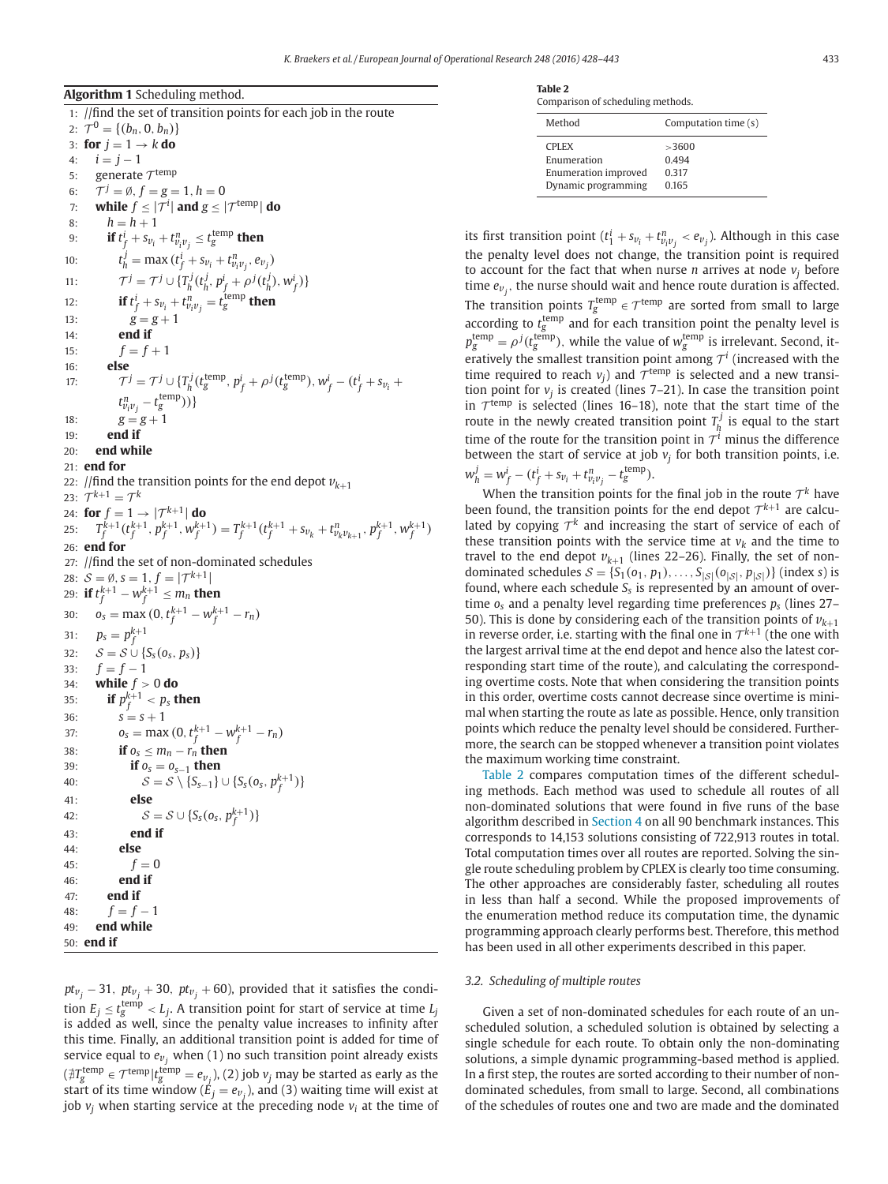**Algorithm 1** Scheduling method.

```
1:  //find the set of transition points for each job in the route
2:  T^0 = {(b_n, 0, b_n)}
3:  for j = 1 → k do
4:    i = j − 1
5:    generate T^temp
6:    T^j = ∅, f = g = 1, h = 0
7:    while f ≤ |T^i| and g ≤ |T^temp| do
8:      h = h + 1
9:      if t^i_f + s_{v_i} + t^n_{v_i v_j} ≤ t^temp_g then
10:       t^j_h = max (t^i_f + s_{v_i} + t^n_{v_i v_j}, e_{v_j})
11:       T^j = T^j ∪ {T^j_h(t^j_h, p^i_f + ρ^j(t^j_h), w^i_f)}
12:       if t^i_f + s_{v_i} + t^n_{v_i v_j} = t^temp_g then
13:         g = g + 1
14:       end if
15:       f = f + 1
16:     else
17:       T^j = T^j ∪ {T^j_h(t^temp_g, p^i_f + ρ^j(t^temp_g), w^i_f − (t^i_f + s_{v_i} +
          t^n_{v_i v_j} − t^temp_g))}
18:       g = g + 1
19:     end if
20:   end while
21: end for
22: //find the transition points for the end depot v_{k+1}
23: T^{k+1} = T^k
24: for f = 1 → |T^{k+1}| do
25:   T^{k+1}_f(t^{k+1}_f, p^{k+1}_f, w^{k+1}_f) = T^{k+1}_f(t^{k+1}_f + s_{v_k} + t^n_{v_k v_{k+1}}, p^{k+1}_f, w^{k+1}_f)
26: end for
27: //find the set of non-dominated schedules
28: S = ∅, s = 1, f = |T^{k+1}|
29: if t^{k+1}_f − w^{k+1}_f ≤ m_n then
30:   o_s = max (0, t^{k+1}_f − w^{k+1}_f − r_n)
31:   p_s = p^{k+1}_f
32:   S = S ∪ {S_s(o_s, p_s)}
33:   f = f − 1
34:   while f > 0 do
35:     if p^{k+1}_f < p_s then
36:       s = s + 1
37:       o_s = max (0, t^{k+1}_f − w^{k+1}_f − r_n)
38:       if o_s ≤ m_n − r_n then
39:         if o_s = o_{s−1} then
40:           S = S \ {S_{s−1}} ∪ {S_s(o_s, p^{k+1}_f)}
41:         else
42:           S = S ∪ {S_s(o_s, p^{k+1}_f)}
43:         end if
44:       else
45:         f = 0
46:       end if
47:     end if
48:     f = f − 1
49:   end while
50: end if
```

$pt_{v_j} - 31,\ pt_{v_j} + 30,\ pt_{v_j} + 60$), provided that it satisfies the condition $E_j \le t^{\text{temp}}_g < L_j$. A transition point for start of service at time $L_j$ is added as well, since the penalty value increases to infinity after this time. Finally, an additional transition point is added for time of service equal to $e_{v_j}$ when (1) no such transition point already exists ($\nexists T^{\text{temp}}_g \in \mathcal{T}^{\text{temp}} | t^{\text{temp}}_g = e_{v_j}$), (2) job $v_j$ may be started as early as the start of its time window ($E_j = e_{v_j}$), and (3) waiting time will exist at job $v_j$ when starting service at the preceding node $v_i$ at the time of its first transition point ($t^i_1 + s_{v_i} + t^n_{v_i v_j} < e_{v_j}$). Although in this case the penalty level does not change, the transition point is required to account for the fact that when nurse $n$ arrives at node $v_j$ before time $e_{v_j}$, the nurse should wait and hence route duration is affected. The transition points $T^{\text{temp}}_g \in \mathcal{T}^{\text{temp}}$ are sorted from small to large according to $t^{\text{temp}}_g$ and for each transition point the penalty level is $p^{\text{temp}}_g = \rho^j(t^{\text{temp}}_g)$, while the value of $w^{\text{temp}}_g$ is irrelevant. Second, iteratively the smallest transition point among $\mathcal{T}^i$ (increased with the time required to reach $v_j$) and $\mathcal{T}^{\text{temp}}$ is selected and a new transition point for $v_j$ is created (lines 7–21). In case the transition point in $\mathcal{T}^{\text{temp}}$ is selected (lines 16–18), note that the start time of the route in the newly created transition point $T^j_h$ is equal to the start time of the route for the transition point in $\mathcal{T}^i$ minus the difference between the start of service at job $v_j$ for both transition points, i.e. $w^j_h = w^i_f - (t^i_f + s_{v_i} + t^n_{v_i v_j} - t^{\text{temp}}_g)$.

When the transition points for the final job in the route $\mathcal{T}^k$ have been found, the transition points for the end depot $\mathcal{T}^{k+1}$ are calculated by copying $\mathcal{T}^k$ and increasing the start of service of each of these transition points with the service time at $v_k$ and the time to travel to the end depot $v_{k+1}$ (lines 22–26). Finally, the set of non-dominated schedules $\mathcal{S} = \{S_1(o_1, p_1), \ldots, S_{|\mathcal{S}|}(o_{|\mathcal{S}|}, p_{|\mathcal{S}|})\}$ (index $s$) is found, where each schedule $S_s$ is represented by an amount of overtime $o_s$ and a penalty level regarding time preferences $p_s$ (lines 27–50). This is done by considering each of the transition points of $v_{k+1}$ in reverse order, i.e. starting with the final one in $\mathcal{T}^{k+1}$ (the one with the largest arrival time at the end depot and hence also the latest corresponding start time of the route), and calculating the corresponding overtime costs. Note that when considering the transition points in this order, overtime costs cannot decrease since overtime is minimal when starting the route as late as possible. Hence, only transition points which reduce the penalty level should be considered. Furthermore, the search can be stopped whenever a transition point violates the maximum working time constraint.

**Table 2**
Comparison of scheduling methods.

| Method | Computation time (s) |
|---|---|
| CPLEX | >3600 |
| Enumeration | 0.494 |
| Enumeration improved | 0.317 |
| Dynamic programming | 0.165 |

Table 2 compares computation times of the different scheduling methods. Each method was used to schedule all routes of all non-dominated solutions that were found in five runs of the base algorithm described in Section 4 on all 90 benchmark instances. This corresponds to 14,153 solutions consisting of 722,913 routes in total. Total computation times over all routes are reported. Solving the single route scheduling problem by CPLEX is clearly too time consuming. The other approaches are considerably faster, scheduling all routes in less than half a second. While the proposed improvements of the enumeration method reduce its computation time, the dynamic programming approach clearly performs best. Therefore, this method has been used in all other experiments described in this paper.

### 3.2. Scheduling of multiple routes

Given a set of non-dominated schedules for each route of an unscheduled solution, a scheduled solution is obtained by selecting a single schedule for each route. To obtain only the non-dominating solutions, a simple dynamic programming-based method is applied. In a first step, the routes are sorted according to their number of non-dominated schedules, from small to large. Second, all combinations of the schedules of routes one and two are made and the dominated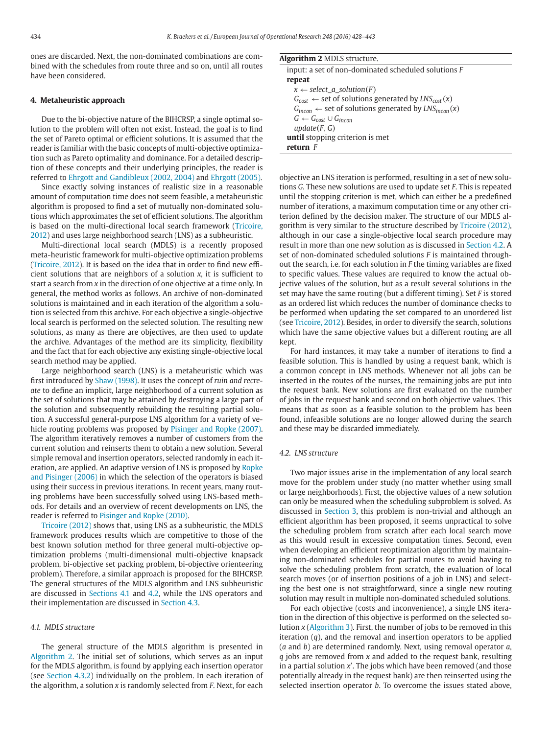ones are discarded. Next, the non-dominated combinations are combined with the schedules from route three and so on, until all routes have been considered.

## 4. Metaheuristic approach

Due to the bi-objective nature of the BIHCRSP, a single optimal solution to the problem will often not exist. Instead, the goal is to find the set of Pareto optimal or efficient solutions. It is assumed that the reader is familiar with the basic concepts of multi-objective optimization such as Pareto optimality and dominance. For a detailed description of these concepts and their underlying principles, the reader is referred to Ehrgott and Gandibleux (2002, 2004) and Ehrgott (2005).

Since exactly solving instances of realistic size in a reasonable amount of computation time does not seem feasible, a metaheuristic algorithm is proposed to find a set of mutually non-dominated solutions which approximates the set of efficient solutions. The algorithm is based on the multi-directional local search framework (Tricoire, 2012) and uses large neighborhood search (LNS) as a subheuristic.

Multi-directional local search (MDLS) is a recently proposed meta-heuristic framework for multi-objective optimization problems (Tricoire, 2012). It is based on the idea that in order to find new efficient solutions that are neighbors of a solution *x*, it is sufficient to start a search from *x* in the direction of one objective at a time only. In general, the method works as follows. An archive of non-dominated solutions is maintained and in each iteration of the algorithm a solution is selected from this archive. For each objective a single-objective local search is performed on the selected solution. The resulting new solutions, as many as there are objectives, are then used to update the archive. Advantages of the method are its simplicity, flexibility and the fact that for each objective any existing single-objective local search method may be applied.

Large neighborhood search (LNS) is a metaheuristic which was first introduced by Shaw (1998). It uses the concept of *ruin and recreate* to define an implicit, large neighborhood of a current solution as the set of solutions that may be attained by destroying a large part of the solution and subsequently rebuilding the resulting partial solution. A successful general-purpose LNS algorithm for a variety of vehicle routing problems was proposed by Pisinger and Ropke (2007). The algorithm iteratively removes a number of customers from the current solution and reinserts them to obtain a new solution. Several simple removal and insertion operators, selected randomly in each iteration, are applied. An adaptive version of LNS is proposed by Ropke and Pisinger (2006) in which the selection of the operators is biased using their success in previous iterations. In recent years, many routing problems have been successfully solved using LNS-based methods. For details and an overview of recent developments on LNS, the reader is referred to Pisinger and Ropke (2010).

Tricoire (2012) shows that, using LNS as a subheuristic, the MDLS framework produces results which are competitive to those of the best known solution method for three general multi-objective optimization problems (multi-dimensional multi-objective knapsack problem, bi-objective set packing problem, bi-objective orienteering problem). Therefore, a similar approach is proposed for the BIHCRSP. The general structures of the MDLS algorithm and LNS subheuristic are discussed in Sections 4.1 and 4.2, while the LNS operators and their implementation are discussed in Section 4.3.

### 4.1. MDLS structure

The general structure of the MDLS algorithm is presented in Algorithm 2. The initial set of solutions, which serves as an input for the MDLS algorithm, is found by applying each insertion operator (see Section 4.3.2) individually on the problem. In each iteration of the algorithm, a solution *x* is randomly selected from *F*. Next, for each objective an LNS iteration is performed, resulting in a set of new solutions *G*. These new solutions are used to update set *F*. This is repeated until the stopping criterion is met, which can either be a predefined number of iterations, a maximum computation time or any other criterion defined by the decision maker. The structure of our MDLS algorithm is very similar to the structure described by Tricoire (2012), although in our case a single-objective local search procedure may result in more than one new solution as is discussed in Section 4.2. A set of non-dominated scheduled solutions *F* is maintained throughout the search, i.e. for each solution in *F* the timing variables are fixed to specific values. These values are required to know the actual objective values of the solution, but as a result several solutions in the set may have the same routing (but a different timing). Set *F* is stored as an ordered list which reduces the number of dominance checks to be performed when updating the set compared to an unordered list (see Tricoire, 2012). Besides, in order to diversify the search, solutions which have the same objective values but a different routing are all kept.

**Algorithm 2** MDLS structure.

```
input: a set of non-dominated scheduled solutions F
repeat
    x ← select_a_solution(F)
    G_cost ← set of solutions generated by LNS_cost(x)
    G_incon ← set of solutions generated by LNS_incon(x)
    G ← G_cost ∪ G_incon
    update(F, G)
until stopping criterion is met
return F
```

For hard instances, it may take a number of iterations to find a feasible solution. This is handled by using a request bank, which is a common concept in LNS methods. Whenever not all jobs can be inserted in the routes of the nurses, the remaining jobs are put into the request bank. New solutions are first evaluated on the number of jobs in the request bank and second on both objective values. This means that as soon as a feasible solution to the problem has been found, infeasible solutions are no longer allowed during the search and these may be discarded immediately.

### 4.2. LNS structure

Two major issues arise in the implementation of any local search move for the problem under study (no matter whether using small or large neighborhoods). First, the objective values of a new solution can only be measured when the scheduling subproblem is solved. As discussed in Section 3, this problem is non-trivial and although an efficient algorithm has been proposed, it seems unpractical to solve the scheduling problem from scratch after each local search move as this would result in excessive computation times. Second, even when developing an efficient reoptimization algorithm by maintaining non-dominated schedules for partial routes to avoid having to solve the scheduling problem from scratch, the evaluation of local search moves (or of insertion positions of a job in LNS) and selecting the best one is not straightforward, since a single new routing solution may result in multiple non-dominated scheduled solutions.

For each objective (costs and inconvenience), a single LNS iteration in the direction of this objective is performed on the selected solution *x* (Algorithm 3). First, the number of jobs to be removed in this iteration ($q$), and the removal and insertion operators to be applied ($a$ and $b$) are determined randomly. Next, using removal operator $a$, $q$ jobs are removed from *x* and added to the request bank, resulting in a partial solution $x'$. The jobs which have been removed (and those potentially already in the request bank) are then reinserted using the selected insertion operator $b$. To overcome the issues stated above,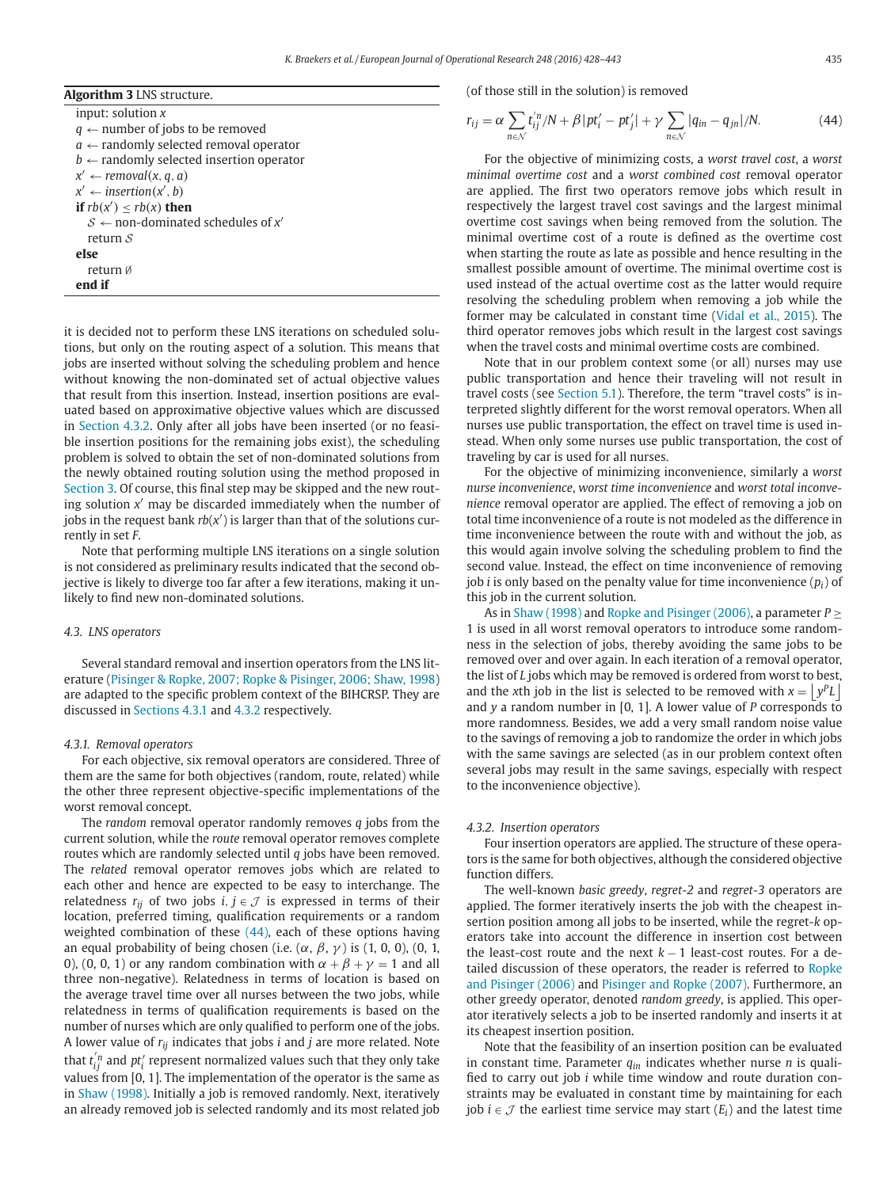**Algorithm 3** LNS structure.

```
input: solution x
q ← number of jobs to be removed
a ← randomly selected removal operator
b ← randomly selected insertion operator
x' ← removal(x, q, a)
x' ← insertion(x', b)
if rb(x') ≤ rb(x) then
    S ← non-dominated schedules of x'
    return S
else
    return ∅
end if
```

it is decided not to perform these LNS iterations on scheduled solutions, but only on the routing aspect of a solution. This means that jobs are inserted without solving the scheduling problem and hence without knowing the non-dominated set of actual objective values that result from this insertion. Instead, insertion positions are evaluated based on approximative objective values which are discussed in Section 4.3.2. Only after all jobs have been inserted (or no feasible insertion positions for the remaining jobs exist), the scheduling problem is solved to obtain the set of non-dominated solutions from the newly obtained routing solution using the method proposed in Section 3. Of course, this final step may be skipped and the new routing solution $x'$ may be discarded immediately when the number of jobs in the request bank $rb(x')$ is larger than that of the solutions currently in set $F$.

Note that performing multiple LNS iterations on a single solution is not considered as preliminary results indicated that the second objective is likely to diverge too far after a few iterations, making it unlikely to find new non-dominated solutions.

### 4.3. LNS operators

Several standard removal and insertion operators from the LNS literature (Pisinger & Ropke, 2007; Ropke & Pisinger, 2006; Shaw, 1998) are adapted to the specific problem context of the BIHCRSP. They are discussed in Sections 4.3.1 and 4.3.2 respectively.

#### 4.3.1. Removal operators

For each objective, six removal operators are considered. Three of them are the same for both objectives (random, route, related) while the other three represent objective-specific implementations of the worst removal concept.

The *random* removal operator randomly removes $q$ jobs from the current solution, while the *route* removal operator removes complete routes which are randomly selected until $q$ jobs have been removed. The *related* removal operator removes jobs which are related to each other and hence are expected to be easy to interchange. The relatedness $r_{ij}$ of two jobs $i, j \in \mathcal{J}$ is expressed in terms of their location, preferred timing, qualification requirements or a random weighted combination of these (44), each of these options having an equal probability of being chosen (i.e. $(\alpha, \beta, \gamma)$ is (1, 0, 0), (0, 1, 0), (0, 0, 1) or any random combination with $\alpha + \beta + \gamma = 1$ and all three non-negative). Relatedness in terms of location is based on the average travel time over all nurses between the two jobs, while relatedness in terms of qualification requirements is based on the number of nurses which are only qualified to perform one of the jobs. A lower value of $r_{ij}$ indicates that jobs $i$ and $j$ are more related. Note that $t'^{n}_{ij}$ and $pt'_i$ represent normalized values such that they only take values from [0, 1]. The implementation of the operator is the same as in Shaw (1998). Initially a job is removed randomly. Next, iteratively an already removed job is selected randomly and its most related job (of those still in the solution) is removed

$$r_{ij} = \alpha \sum_{n \in \mathcal{N}} t'^{n}_{ij}/N + \beta |pt'_i - pt'_j| + \gamma \sum_{n \in \mathcal{N}} |q_{in} - q_{jn}|/N. \tag{44}$$

For the objective of minimizing costs, a *worst travel cost*, a *worst minimal overtime cost* and a *worst combined cost* removal operator are applied. The first two operators remove jobs which result in respectively the largest travel cost savings and the largest minimal overtime cost savings when being removed from the solution. The minimal overtime cost of a route is defined as the overtime cost when starting the route as late as possible and hence resulting in the smallest possible amount of overtime. The minimal overtime cost is used instead of the actual overtime cost as the latter would require resolving the scheduling problem when removing a job while the former may be calculated in constant time (Vidal et al., 2015). The third operator removes jobs which result in the largest cost savings when the travel costs and minimal overtime costs are combined.

Note that in our problem context some (or all) nurses may use public transportation and hence their traveling will not result in travel costs (see Section 5.1). Therefore, the term "travel costs" is interpreted slightly different for the worst removal operators. When all nurses use public transportation, the effect on travel time is used instead. When only some nurses use public transportation, the cost of traveling by car is used for all nurses.

For the objective of minimizing inconvenience, similarly a *worst nurse inconvenience*, *worst time inconvenience* and *worst total inconvenience* removal operator are applied. The effect of removing a job on total time inconvenience of a route is not modeled as the difference in time inconvenience between the route with and without the job, as this would again involve solving the scheduling problem to find the second value. Instead, the effect on time inconvenience of removing job $i$ is only based on the penalty value for time inconvenience ($p_i$) of this job in the current solution.

As in Shaw (1998) and Ropke and Pisinger (2006), a parameter $P \geq 1$ is used in all worst removal operators to introduce some randomness in the selection of jobs, thereby avoiding the same jobs to be removed over and over again. In each iteration of a removal operator, the list of $L$ jobs which may be removed is ordered from worst to best, and the $x$th job in the list is selected to be removed with $x = \lfloor y^P L \rfloor$ and $y$ a random number in [0, 1]. A lower value of $P$ corresponds to more randomness. Besides, we add a very small random noise value to the savings of removing a job to randomize the order in which jobs with the same savings are selected (as in our problem context often several jobs may result in the same savings, especially with respect to the inconvenience objective).

#### 4.3.2. Insertion operators

Four insertion operators are applied. The structure of these operators is the same for both objectives, although the considered objective function differs.

The well-known *basic greedy*, *regret-2* and *regret-3* operators are applied. The former iteratively inserts the job with the cheapest insertion position among all jobs to be inserted, while the regret-$k$ operators take into account the difference in insertion cost between the least-cost route and the next $k - 1$ least-cost routes. For a detailed discussion of these operators, the reader is referred to Ropke and Pisinger (2006) and Pisinger and Ropke (2007). Furthermore, an other greedy operator, denoted *random greedy*, is applied. This operator iteratively selects a job to be inserted randomly and inserts it at its cheapest insertion position.

Note that the feasibility of an insertion position can be evaluated in constant time. Parameter $q_{in}$ indicates whether nurse $n$ is qualified to carry out job $i$ while time window and route duration constraints may be evaluated in constant time by maintaining for each job $i \in \mathcal{J}$ the earliest time service may start ($E_i$) and the latest time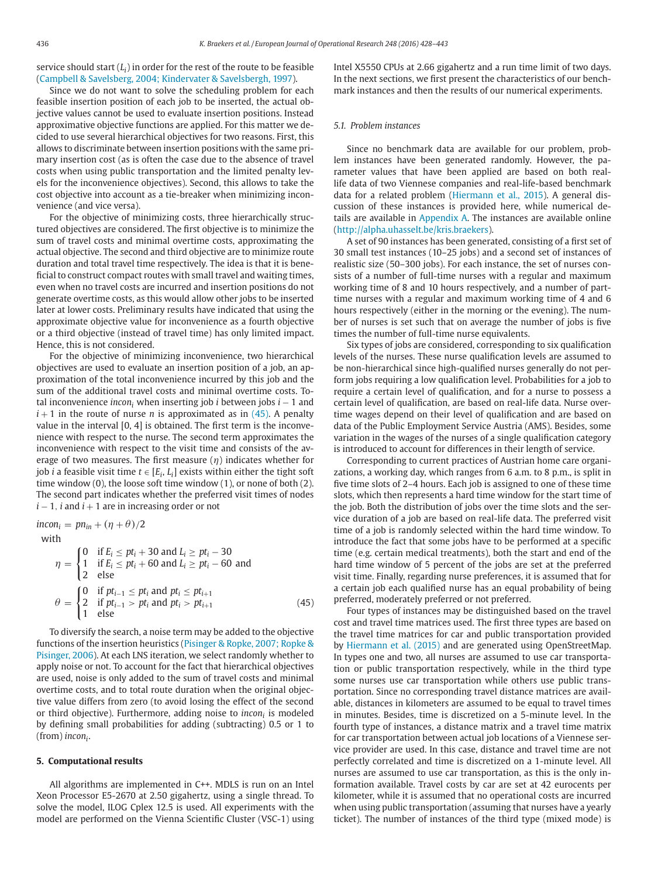service should start ($L_i$) in order for the rest of the route to be feasible (Campbell & Savelsberg, 2004; Kindervater & Savelsbergh, 1997).

Since we do not want to solve the scheduling problem for each feasible insertion position of each job to be inserted, the actual objective values cannot be used to evaluate insertion positions. Instead approximative objective functions are applied. For this matter we decided to use several hierarchical objectives for two reasons. First, this allows to discriminate between insertion positions with the same primary insertion cost (as is often the case due to the absence of travel costs when using public transportation and the limited penalty levels for the inconvenience objectives). Second, this allows to take the cost objective into account as a tie-breaker when minimizing inconvenience (and vice versa).

For the objective of minimizing costs, three hierarchically structured objectives are considered. The first objective is to minimize the sum of travel costs and minimal overtime costs, approximating the actual objective. The second and third objective are to minimize route duration and total travel time respectively. The idea is that it is beneficial to construct compact routes with small travel and waiting times, even when no travel costs are incurred and insertion positions do not generate overtime costs, as this would allow other jobs to be inserted later at lower costs. Preliminary results have indicated that using the approximate objective value for inconvenience as a fourth objective or a third objective (instead of travel time) has only limited impact. Hence, this is not considered.

For the objective of minimizing inconvenience, two hierarchical objectives are used to evaluate an insertion position of a job, an approximation of the total inconvenience incurred by this job and the sum of the additional travel costs and minimal overtime costs. Total inconvenience $incon_i$ when inserting job $i$ between jobs $i-1$ and $i+1$ in the route of nurse $n$ is approximated as in (45). A penalty value in the interval [0, 4] is obtained. The first term is the inconvenience with respect to the nurse. The second term approximates the inconvenience with respect to the visit time and consists of the average of two measures. The first measure ($\eta$) indicates whether for job $i$ a feasible visit time $t \in [E_i, L_i]$ exists within either the tight soft time window (0), the loose soft time window (1), or none of both (2). The second part indicates whether the preferred visit times of nodes $i-1$, $i$ and $i+1$ are in increasing order or not

$$
incon_i = pn_{in} + (\eta + \theta)/2
$$

with

$$
\eta = \begin{cases} 0 & \text{if } E_i \leq pt_i + 30 \text{ and } L_i \geq pt_i - 30 \\ 1 & \text{if } E_i \leq pt_i + 60 \text{ and } L_i \geq pt_i - 60 \text{ and} \\ 2 & \text{else} \end{cases}
$$

$$
\theta = \begin{cases} 0 & \text{if } pt_{i-1} \leq pt_i \text{ and } pt_i \leq pt_{i+1} \\ 2 & \text{if } pt_{i-1} > pt_i \text{ and } pt_i > pt_{i+1} \\ 1 & \text{else} \end{cases} \tag{45}
$$

To diversify the search, a noise term may be added to the objective functions of the insertion heuristics (Pisinger & Ropke, 2007; Ropke & Pisinger, 2006). At each LNS iteration, we select randomly whether to apply noise or not. To account for the fact that hierarchical objectives are used, noise is only added to the sum of travel costs and minimal overtime costs, and to total route duration when the original objective value differs from zero (to avoid losing the effect of the second or third objective). Furthermore, adding noise to $incon_i$ is modeled by defining small probabilities for adding (subtracting) 0.5 or 1 to (from) $incon_i$.

## 5. Computational results

All algorithms are implemented in C++. MDLS is run on an Intel Xeon Processor E5-2670 at 2.50 gigahertz, using a single thread. To solve the model, ILOG Cplex 12.5 is used. All experiments with the model are performed on the Vienna Scientific Cluster (VSC-1) using Intel X5550 CPUs at 2.66 gigahertz and a run time limit of two days. In the next sections, we first present the characteristics of our benchmark instances and then the results of our numerical experiments.

### 5.1. Problem instances

Since no benchmark data are available for our problem, problem instances have been generated randomly. However, the parameter values that have been applied are based on both real-life data of two Viennese companies and real-life-based benchmark data for a related problem (Hiermann et al., 2015). A general discussion of these instances is provided here, while numerical details are available in Appendix A. The instances are available online (http://alpha.uhasselt.be/kris.braekers).

A set of 90 instances has been generated, consisting of a first set of 30 small test instances (10–25 jobs) and a second set of instances of realistic size (50–300 jobs). For each instance, the set of nurses consists of a number of full-time nurses with a regular and maximum working time of 8 and 10 hours respectively, and a number of part-time nurses with a regular and maximum working time of 4 and 6 hours respectively (either in the morning or the evening). The number of nurses is set such that on average the number of jobs is five times the number of full-time nurse equivalents.

Six types of jobs are considered, corresponding to six qualification levels of the nurses. These nurse qualification levels are assumed to be non-hierarchical since high-qualified nurses generally do not perform jobs requiring a low qualification level. Probabilities for a job to require a certain level of qualification, and for a nurse to possess a certain level of qualification, are based on real-life data. Nurse overtime wages depend on their level of qualification and are based on data of the Public Employment Service Austria (AMS). Besides, some variation in the wages of the nurses of a single qualification category is introduced to account for differences in their length of service.

Corresponding to current practices of Austrian home care organizations, a working day, which ranges from 6 a.m. to 8 p.m., is split in five time slots of 2–4 hours. Each job is assigned to one of these time slots, which then represents a hard time window for the start time of the job. Both the distribution of jobs over the time slots and the service duration of a job are based on real-life data. The preferred visit time of a job is randomly selected within the hard time window. To introduce the fact that some jobs have to be performed at a specific time (e.g. certain medical treatments), both the start and end of the hard time window of 5 percent of the jobs are set at the preferred visit time. Finally, regarding nurse preferences, it is assumed that for a certain job each qualified nurse has an equal probability of being preferred, moderately preferred or not preferred.

Four types of instances may be distinguished based on the travel cost and travel time matrices used. The first three types are based on the travel time matrices for car and public transportation provided by Hiermann et al. (2015) and are generated using OpenStreetMap. In types one and two, all nurses are assumed to use car transportation or public transportation respectively, while in the third type some nurses use car transportation while others use public transportation. Since no corresponding travel distance matrices are available, distances in kilometers are assumed to be equal to travel times in minutes. Besides, time is discretized on a 5-minute level. In the fourth type of instances, a distance matrix and a travel time matrix for car transportation between actual job locations of a Viennese service provider are used. In this case, distance and travel time are not perfectly correlated and time is discretized on a 1-minute level. All nurses are assumed to use car transportation, as this is the only information available. Travel costs by car are set at 42 eurocents per kilometer, while it is assumed that no operational costs are incurred when using public transportation (assuming that nurses have a yearly ticket). The number of instances of the third type (mixed mode) is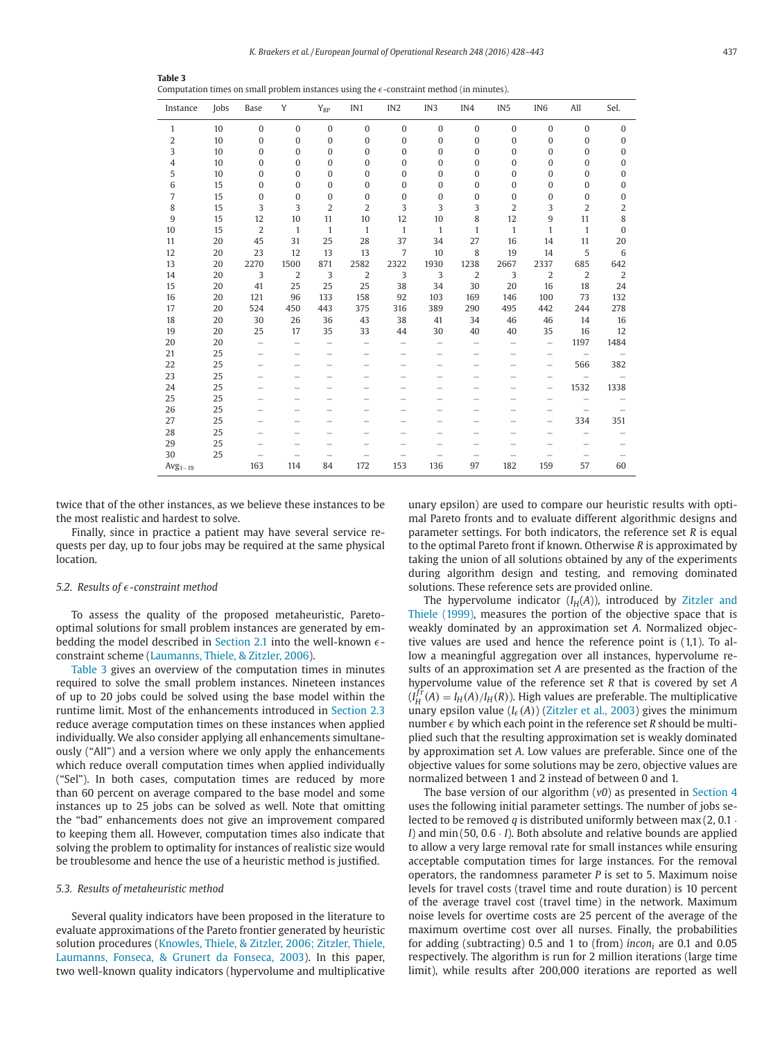**Table 3**
Computation times on small problem instances using the $\epsilon$-constraint method (in minutes).

| Instance | Jobs | Base | Y | $Y_{BP}$ | IN1 | IN2 | IN3 | IN4 | IN5 | IN6 | All | Sel. |
|---|---|---|---|---|---|---|---|---|---|---|---|---|
| 1 | 10 | 0 | 0 | 0 | 0 | 0 | 0 | 0 | 0 | 0 | 0 | 0 |
| 2 | 10 | 0 | 0 | 0 | 0 | 0 | 0 | 0 | 0 | 0 | 0 | 0 |
| 3 | 10 | 0 | 0 | 0 | 0 | 0 | 0 | 0 | 0 | 0 | 0 | 0 |
| 4 | 10 | 0 | 0 | 0 | 0 | 0 | 0 | 0 | 0 | 0 | 0 | 0 |
| 5 | 10 | 0 | 0 | 0 | 0 | 0 | 0 | 0 | 0 | 0 | 0 | 0 |
| 6 | 15 | 0 | 0 | 0 | 0 | 0 | 0 | 0 | 0 | 0 | 0 | 0 |
| 7 | 15 | 0 | 0 | 0 | 0 | 0 | 0 | 0 | 0 | 0 | 0 | 0 |
| 8 | 15 | 3 | 3 | 2 | 2 | 3 | 3 | 3 | 2 | 3 | 2 | 2 |
| 9 | 15 | 12 | 10 | 11 | 10 | 12 | 10 | 8 | 12 | 9 | 11 | 8 |
| 10 | 15 | 2 | 1 | 1 | 1 | 1 | 1 | 1 | 1 | 1 | 1 | 0 |
| 11 | 20 | 45 | 31 | 25 | 28 | 37 | 34 | 27 | 16 | 14 | 11 | 20 |
| 12 | 20 | 23 | 12 | 13 | 13 | 7 | 10 | 8 | 19 | 14 | 5 | 6 |
| 13 | 20 | 2270 | 1500 | 871 | 2582 | 2322 | 1930 | 1238 | 2667 | 2337 | 685 | 642 |
| 14 | 20 | 3 | 2 | 3 | 2 | 3 | 3 | 2 | 3 | 2 | 2 | 2 |
| 15 | 20 | 41 | 25 | 25 | 25 | 38 | 34 | 30 | 20 | 16 | 18 | 24 |
| 16 | 20 | 121 | 96 | 133 | 158 | 92 | 103 | 169 | 146 | 100 | 73 | 132 |
| 17 | 20 | 524 | 450 | 443 | 375 | 316 | 389 | 290 | 495 | 442 | 244 | 278 |
| 18 | 20 | 30 | 26 | 36 | 43 | 38 | 41 | 34 | 46 | 46 | 14 | 16 |
| 19 | 20 | 25 | 17 | 35 | 33 | 44 | 30 | 40 | 40 | 35 | 16 | 12 |
| 20 | 20 | – | – | – | – | – | – | – | – | – | 1197 | 1484 |
| 21 | 25 | – | – | – | – | – | – | – | – | – | – | – |
| 22 | 25 | – | – | – | – | – | – | – | – | – | 566 | 382 |
| 23 | 25 | – | – | – | – | – | – | – | – | – | – | – |
| 24 | 25 | – | – | – | – | – | – | – | – | – | 1532 | 1338 |
| 25 | 25 | – | – | – | – | – | – | – | – | – | – | – |
| 26 | 25 | – | – | – | – | – | – | – | – | – | – | – |
| 27 | 25 | – | – | – | – | – | – | – | – | – | 334 | 351 |
| 28 | 25 | – | – | – | – | – | – | – | – | – | – | – |
| 29 | 25 | – | – | – | – | – | – | – | – | – | – | – |
| 30 | 25 | – | – | – | – | – | – | – | – | – | – | – |
| $\text{Avg}_{1-19}$ | | 163 | 114 | 84 | 172 | 153 | 136 | 97 | 182 | 159 | 57 | 60 |

twice that of the other instances, as we believe these instances to be the most realistic and hardest to solve.

Finally, since in practice a patient may have several service requests per day, up to four jobs may be required at the same physical location.

### 5.2. Results of $\epsilon$-constraint method

To assess the quality of the proposed metaheuristic, Pareto-optimal solutions for small problem instances are generated by embedding the model described in Section 2.1 into the well-known $\epsilon$-constraint scheme (Laumanns, Thiele, & Zitzler, 2006).

Table 3 gives an overview of the computation times in minutes required to solve the small problem instances. Nineteen instances of up to 20 jobs could be solved using the base model within the runtime limit. Most of the enhancements introduced in Section 2.3 reduce average computation times on these instances when applied individually. We also consider applying all enhancements simultaneously ("All") and a version where we only apply the enhancements which reduce overall computation times when applied individually ("Sel"). In both cases, computation times are reduced by more than 60 percent on average compared to the base model and some instances up to 25 jobs can be solved as well. Note that omitting the "bad" enhancements does not give an improvement compared to keeping them all. However, computation times also indicate that solving the problem to optimality for instances of realistic size would be troublesome and hence the use of a heuristic method is justified.

### 5.3. Results of metaheuristic method

Several quality indicators have been proposed in the literature to evaluate approximations of the Pareto frontier generated by heuristic solution procedures (Knowles, Thiele, & Zitzler, 2006; Zitzler, Thiele, Laumanns, Fonseca, & Grunert da Fonseca, 2003). In this paper, two well-known quality indicators (hypervolume and multiplicative unary epsilon) are used to compare our heuristic results with optimal Pareto fronts and to evaluate different algorithmic designs and parameter settings. For both indicators, the reference set $R$ is equal to the optimal Pareto front if known. Otherwise $R$ is approximated by taking the union of all solutions obtained by any of the experiments during algorithm design and testing, and removing dominated solutions. These reference sets are provided online.

The hypervolume indicator ($I_H(A)$), introduced by Zitzler and Thiele (1999), measures the portion of the objective space that is weakly dominated by an approximation set $A$. Normalized objective values are used and hence the reference point is (1,1). To allow a meaningful aggregation over all instances, hypervolume results of an approximation set $A$ are presented as the fraction of the hypervolume value of the reference set $R$ that is covered by set $A$ ($I_H^{fr}(A) = I_H(A)/I_H(R)$). High values are preferable. The multiplicative unary epsilon value ($I_\epsilon(A)$) (Zitzler et al., 2003) gives the minimum number $\epsilon$ by which each point in the reference set $R$ should be multiplied such that the resulting approximation set is weakly dominated by approximation set $A$. Low values are preferable. Since one of the objective values for some solutions may be zero, objective values are normalized between 1 and 2 instead of between 0 and 1.

The base version of our algorithm ($v0$) as presented in Section 4 uses the following initial parameter settings. The number of jobs selected to be removed $q$ is distributed uniformly between $\max(2, 0.1 \cdot I)$ and $\min(50, 0.6 \cdot I)$. Both absolute and relative bounds are applied to allow a very large removal rate for small instances while ensuring acceptable computation times for large instances. For the removal operators, the randomness parameter $P$ is set to 5. Maximum noise levels for travel costs (travel time and route duration) is 10 percent of the average travel cost (travel time) in the network. Maximum noise levels for overtime costs are 25 percent of the average of the maximum overtime cost over all nurses. Finally, the probabilities for adding (subtracting) 0.5 and 1 to (from) $incon_i$ are 0.1 and 0.05 respectively. The algorithm is run for 2 million iterations (large time limit), while results after 200,000 iterations are reported as well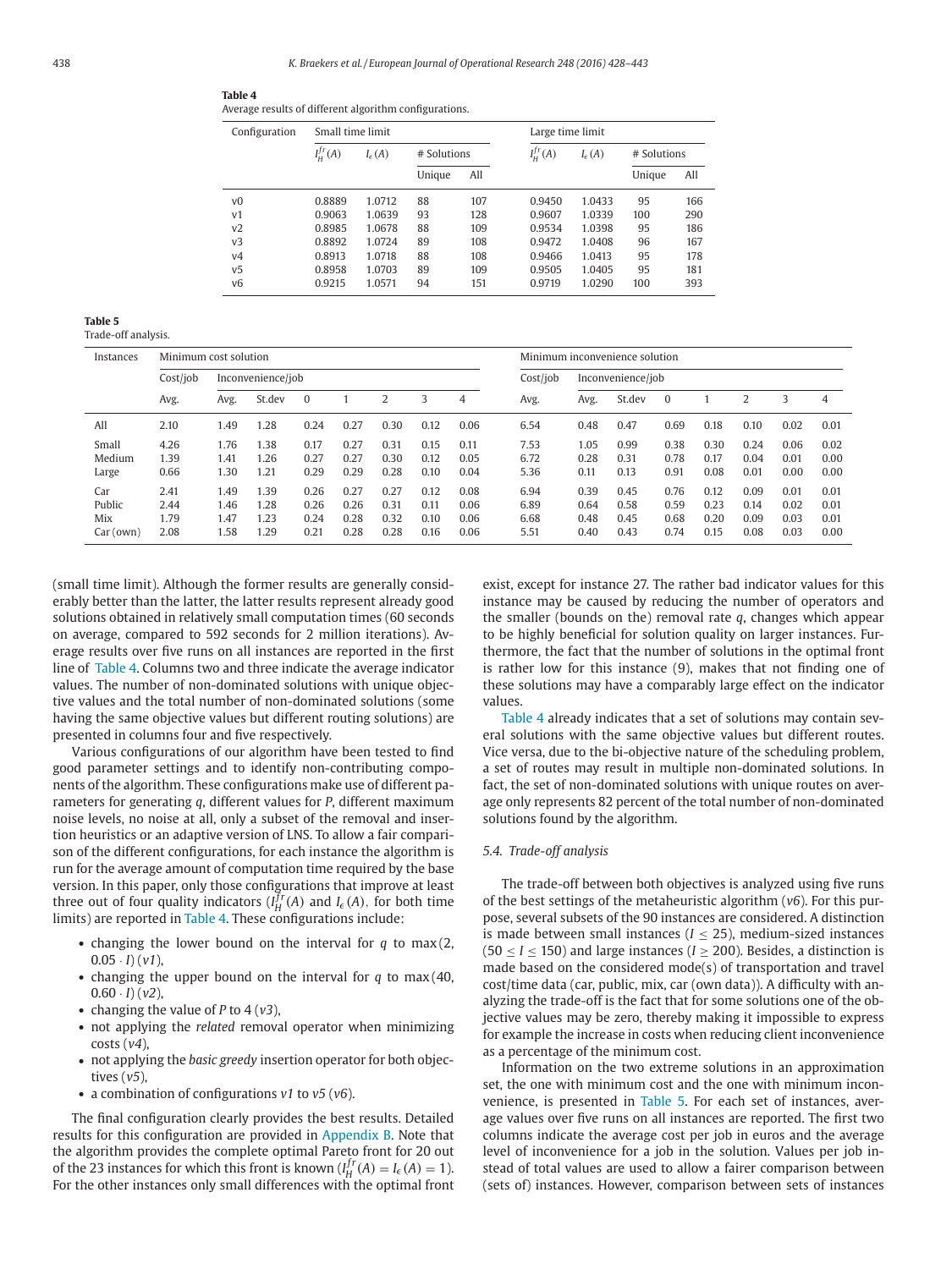**Table 4**
Average results of different algorithm configurations.

| Configuration | Small time limit | | | | Large time limit | | | |
|---|---|---|---|---|---|---|---|---|
| | $I_H^{fr}(A)$ | $I_\epsilon(A)$ | # Solutions | | $I_H^{fr}(A)$ | $I_\epsilon(A)$ | # Solutions | |
| | | | Unique | All | | | Unique | All |
| v0 | 0.8889 | 1.0712 | 88 | 107 | 0.9450 | 1.0433 | 95 | 166 |
| v1 | 0.9063 | 1.0639 | 93 | 128 | 0.9607 | 1.0339 | 100 | 290 |
| v2 | 0.8985 | 1.0678 | 88 | 109 | 0.9534 | 1.0398 | 95 | 186 |
| v3 | 0.8892 | 1.0724 | 89 | 108 | 0.9472 | 1.0408 | 96 | 167 |
| v4 | 0.8913 | 1.0718 | 88 | 108 | 0.9466 | 1.0413 | 95 | 178 |
| v5 | 0.8958 | 1.0703 | 89 | 109 | 0.9505 | 1.0405 | 95 | 181 |
| v6 | 0.9215 | 1.0571 | 94 | 151 | 0.9719 | 1.0290 | 100 | 393 |

**Table 5**
Trade-off analysis.

| Instances | Minimum cost solution | | | | | | | | Minimum inconvenience solution | | | | | | | |
|---|---|---|---|---|---|---|---|---|---|---|---|---|---|---|---|---|
| | Cost/job | Inconvenience/job | | | | | | | Cost/job | Inconvenience/job | | | | | | |
| | Avg. | Avg. | St.dev | 0 | 1 | 2 | 3 | 4 | Avg. | Avg. | St.dev | 0 | 1 | 2 | 3 | 4 |
| All | 2.10 | 1.49 | 1.28 | 0.24 | 0.27 | 0.30 | 0.12 | 0.06 | 6.54 | 0.48 | 0.47 | 0.69 | 0.18 | 0.10 | 0.02 | 0.01 |
| Small | 4.26 | 1.76 | 1.38 | 0.17 | 0.27 | 0.31 | 0.15 | 0.11 | 7.53 | 1.05 | 0.99 | 0.38 | 0.30 | 0.24 | 0.06 | 0.02 |
| Medium | 1.39 | 1.41 | 1.26 | 0.27 | 0.27 | 0.30 | 0.12 | 0.05 | 6.72 | 0.28 | 0.31 | 0.78 | 0.17 | 0.04 | 0.01 | 0.00 |
| Large | 0.66 | 1.30 | 1.21 | 0.29 | 0.29 | 0.28 | 0.10 | 0.04 | 5.36 | 0.11 | 0.13 | 0.91 | 0.08 | 0.01 | 0.00 | 0.00 |
| Car | 2.41 | 1.49 | 1.39 | 0.26 | 0.27 | 0.27 | 0.12 | 0.08 | 6.94 | 0.39 | 0.45 | 0.76 | 0.12 | 0.09 | 0.01 | 0.01 |
| Public | 2.44 | 1.46 | 1.28 | 0.26 | 0.26 | 0.31 | 0.11 | 0.06 | 6.89 | 0.64 | 0.58 | 0.59 | 0.23 | 0.14 | 0.02 | 0.01 |
| Mix | 1.79 | 1.47 | 1.23 | 0.24 | 0.28 | 0.32 | 0.10 | 0.06 | 6.68 | 0.48 | 0.45 | 0.68 | 0.20 | 0.09 | 0.03 | 0.01 |
| Car (own) | 2.08 | 1.58 | 1.29 | 0.21 | 0.28 | 0.28 | 0.16 | 0.06 | 5.51 | 0.40 | 0.43 | 0.74 | 0.15 | 0.08 | 0.03 | 0.00 |

(small time limit). Although the former results are generally considerably better than the latter, the latter results represent already good solutions obtained in relatively small computation times (60 seconds on average, compared to 592 seconds for 2 million iterations). Average results over five runs on all instances are reported in the first line of Table 4. Columns two and three indicate the average indicator values. The number of non-dominated solutions with unique objective values and the total number of non-dominated solutions (some having the same objective values but different routing solutions) are presented in columns four and five respectively.

Various configurations of our algorithm have been tested to find good parameter settings and to identify non-contributing components of the algorithm. These configurations make use of different parameters for generating $q$, different values for $P$, different maximum noise levels, no noise at all, only a subset of the removal and insertion heuristics or an adaptive version of LNS. To allow a fair comparison of the different configurations, for each instance the algorithm is run for the average amount of computation time required by the base version. In this paper, only those configurations that improve at least three out of four quality indicators ($I_H^{fr}(A)$ and $I_\epsilon(A)$, for both time limits) are reported in Table 4. These configurations include:

- changing the lower bound on the interval for $q$ to $\max(2, 0.05 \cdot I)$ (*v1*),
- changing the upper bound on the interval for $q$ to $\max(40, 0.60 \cdot I)$ (*v2*),
- changing the value of $P$ to 4 (*v3*),
- not applying the *related* removal operator when minimizing costs (*v4*),
- not applying the *basic greedy* insertion operator for both objectives (*v5*),
- a combination of configurations *v1* to *v5* (*v6*).

The final configuration clearly provides the best results. Detailed results for this configuration are provided in Appendix B. Note that the algorithm provides the complete optimal Pareto front for 20 out of the 23 instances for which this front is known ($I_H^{fr}(A) = I_\epsilon(A) = 1$). For the other instances only small differences with the optimal front exist, except for instance 27. The rather bad indicator values for this instance may be caused by reducing the number of operators and the smaller (bounds on the) removal rate $q$, changes which appear to be highly beneficial for solution quality on larger instances. Furthermore, the fact that the number of solutions in the optimal front is rather low for this instance (9), makes that not finding one of these solutions may have a comparably large effect on the indicator values.

Table 4 already indicates that a set of solutions may contain several solutions with the same objective values but different routes. Vice versa, due to the bi-objective nature of the scheduling problem, a set of routes may result in multiple non-dominated solutions. In fact, the set of non-dominated solutions with unique routes on average only represents 82 percent of the total number of non-dominated solutions found by the algorithm.

### 5.4. Trade-off analysis

The trade-off between both objectives is analyzed using five runs of the best settings of the metaheuristic algorithm (*v6*). For this purpose, several subsets of the 90 instances are considered. A distinction is made between small instances ($I \leq 25$), medium-sized instances ($50 \leq I \leq 150$) and large instances ($I \geq 200$). Besides, a distinction is made based on the considered mode(s) of transportation and travel cost/time data (car, public, mix, car (own data)). A difficulty with analyzing the trade-off is the fact that for some solutions one of the objective values may be zero, thereby making it impossible to express for example the increase in costs when reducing client inconvenience as a percentage of the minimum cost.

Information on the two extreme solutions in an approximation set, the one with minimum cost and the one with minimum inconvenience, is presented in Table 5. For each set of instances, average values over five runs on all instances are reported. The first two columns indicate the average cost per job in euros and the average level of inconvenience for a job in the solution. Values per job instead of total values are used to allow a fairer comparison between (sets of) instances. However, comparison between sets of instances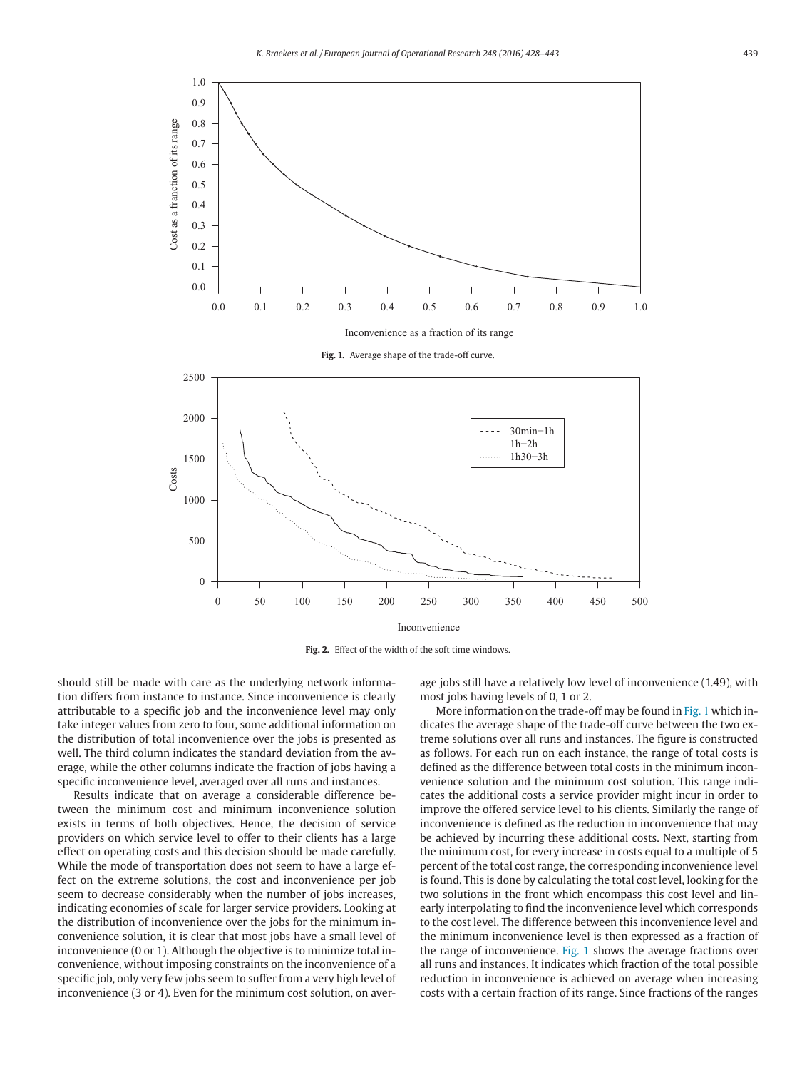Fig. 1. Average shape of the trade-off curve.

Fig. 2. Effect of the width of the soft time windows.

should still be made with care as the underlying network information differs from instance to instance. Since inconvenience is clearly attributable to a specific job and the inconvenience level may only take integer values from zero to four, some additional information on the distribution of total inconvenience over the jobs is presented as well. The third column indicates the standard deviation from the average, while the other columns indicate the fraction of jobs having a specific inconvenience level, averaged over all runs and instances.

Results indicate that on average a considerable difference between the minimum cost and minimum inconvenience solution exists in terms of both objectives. Hence, the decision of service providers on which service level to offer to their clients has a large effect on operating costs and this decision should be made carefully. While the mode of transportation does not seem to have a large effect on the extreme solutions, the cost and inconvenience per job seem to decrease considerably when the number of jobs increases, indicating economies of scale for larger service providers. Looking at the distribution of inconvenience over the jobs for the minimum inconvenience solution, it is clear that most jobs have a small level of inconvenience (0 or 1). Although the objective is to minimize total inconvenience, without imposing constraints on the inconvenience of a specific job, only very few jobs seem to suffer from a very high level of inconvenience (3 or 4). Even for the minimum cost solution, on average jobs still have a relatively low level of inconvenience (1.49), with most jobs having levels of 0, 1 or 2.

More information on the trade-off may be found in Fig. 1 which indicates the average shape of the trade-off curve between the two extreme solutions over all runs and instances. The figure is constructed as follows. For each run on each instance, the range of total costs is defined as the difference between total costs in the minimum inconvenience solution and the minimum cost solution. This range indicates the additional costs a service provider might incur in order to improve the offered service level to his clients. Similarly the range of inconvenience is defined as the reduction in inconvenience that may be achieved by incurring these additional costs. Next, starting from the minimum cost, for every increase in costs equal to a multiple of 5 percent of the total cost range, the corresponding inconvenience level is found. This is done by calculating the total cost level, looking for the two solutions in the front which encompass this cost level and linearly interpolating to find the inconvenience level which corresponds to the cost level. The difference between this inconvenience level and the minimum inconvenience level is then expressed as a fraction of the range of inconvenience. Fig. 1 shows the average fractions over all runs and instances. It indicates which fraction of the total possible reduction in inconvenience is achieved on average when increasing costs with a certain fraction of its range. Since fractions of the ranges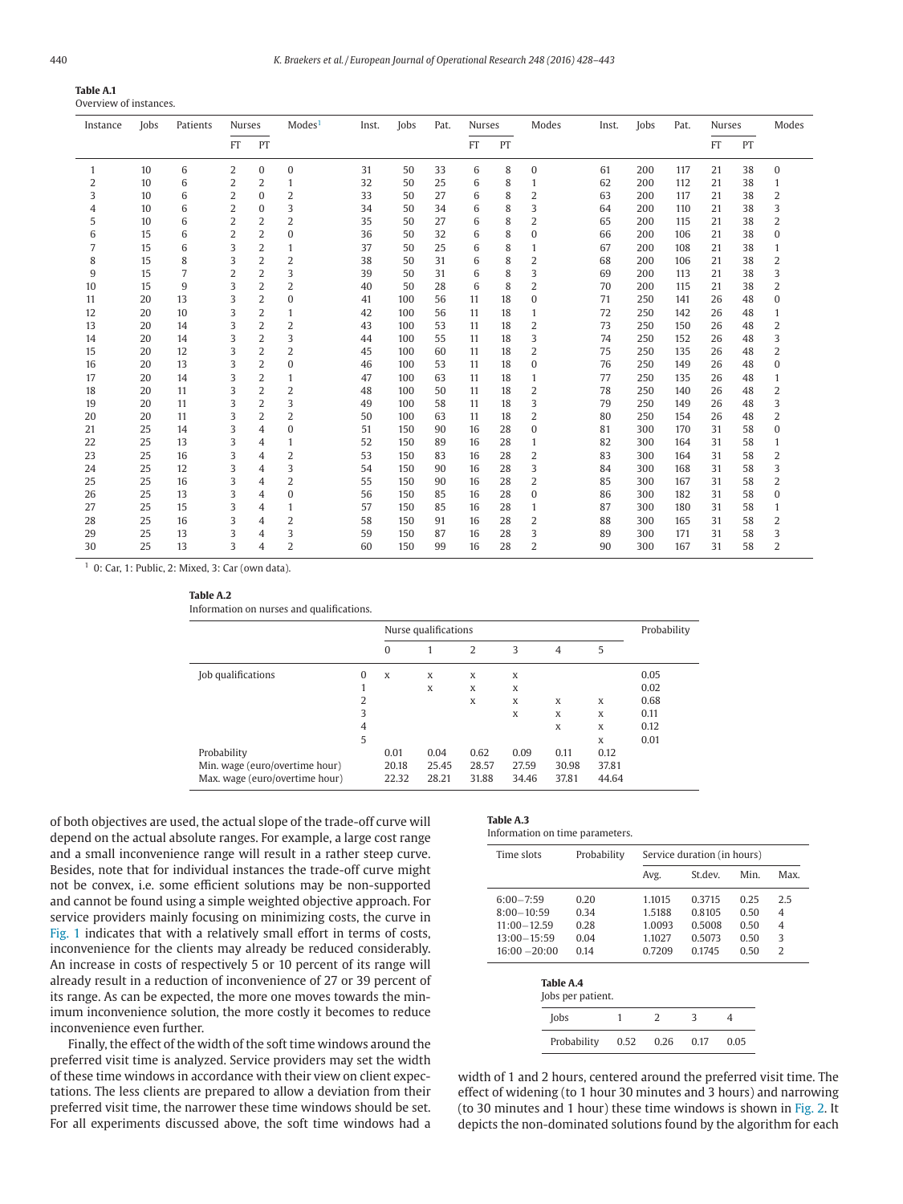**Table A.1**
Overview of instances.

| Instance | Jobs | Patients | Nurses | | Modes[1] | Inst. | Jobs | Pat. | Nurses | | Modes | Inst. | Jobs | Pat. | Nurses | | Modes |
|---|---|---|---|---|---|---|---|---|---|---|---|---|---|---|---|---|---|
| | | | FT | PT | | | | | FT | PT | | | | | FT | PT | |
| 1 | 10 | 6 | 2 | 0 | 0 | 31 | 50 | 33 | 6 | 8 | 0 | 61 | 200 | 117 | 21 | 38 | 0 |
| 2 | 10 | 6 | 2 | 2 | 1 | 32 | 50 | 25 | 6 | 8 | 1 | 62 | 200 | 112 | 21 | 38 | 1 |
| 3 | 10 | 6 | 2 | 0 | 2 | 33 | 50 | 27 | 6 | 8 | 2 | 63 | 200 | 117 | 21 | 38 | 2 |
| 4 | 10 | 6 | 2 | 0 | 3 | 34 | 50 | 34 | 6 | 8 | 3 | 64 | 200 | 110 | 21 | 38 | 3 |
| 5 | 10 | 6 | 2 | 2 | 2 | 35 | 50 | 27 | 6 | 8 | 2 | 65 | 200 | 115 | 21 | 38 | 2 |
| 6 | 15 | 6 | 2 | 2 | 0 | 36 | 50 | 32 | 6 | 8 | 0 | 66 | 200 | 106 | 21 | 38 | 0 |
| 7 | 15 | 6 | 3 | 2 | 1 | 37 | 50 | 25 | 6 | 8 | 1 | 67 | 200 | 108 | 21 | 38 | 1 |
| 8 | 15 | 8 | 3 | 2 | 2 | 38 | 50 | 31 | 6 | 8 | 2 | 68 | 200 | 106 | 21 | 38 | 2 |
| 9 | 15 | 7 | 2 | 2 | 3 | 39 | 50 | 31 | 6 | 8 | 3 | 69 | 200 | 113 | 21 | 38 | 3 |
| 10 | 15 | 9 | 3 | 2 | 2 | 40 | 50 | 28 | 6 | 8 | 2 | 70 | 200 | 115 | 21 | 38 | 2 |
| 11 | 20 | 13 | 3 | 2 | 0 | 41 | 100 | 56 | 11 | 18 | 0 | 71 | 250 | 141 | 26 | 48 | 0 |
| 12 | 20 | 10 | 3 | 2 | 1 | 42 | 100 | 56 | 11 | 18 | 1 | 72 | 250 | 142 | 26 | 48 | 1 |
| 13 | 20 | 14 | 3 | 2 | 2 | 43 | 100 | 53 | 11 | 18 | 2 | 73 | 250 | 150 | 26 | 48 | 2 |
| 14 | 20 | 14 | 3 | 2 | 3 | 44 | 100 | 55 | 11 | 18 | 3 | 74 | 250 | 152 | 26 | 48 | 3 |
| 15 | 20 | 12 | 3 | 2 | 2 | 45 | 100 | 60 | 11 | 18 | 2 | 75 | 250 | 135 | 26 | 48 | 2 |
| 16 | 20 | 13 | 3 | 2 | 0 | 46 | 100 | 53 | 11 | 18 | 0 | 76 | 250 | 149 | 26 | 48 | 0 |
| 17 | 20 | 14 | 3 | 2 | 1 | 47 | 100 | 63 | 11 | 18 | 1 | 77 | 250 | 135 | 26 | 48 | 1 |
| 18 | 20 | 11 | 3 | 2 | 2 | 48 | 100 | 50 | 11 | 18 | 2 | 78 | 250 | 140 | 26 | 48 | 2 |
| 19 | 20 | 11 | 3 | 2 | 3 | 49 | 100 | 58 | 11 | 18 | 3 | 79 | 250 | 149 | 26 | 48 | 3 |
| 20 | 20 | 11 | 3 | 2 | 2 | 50 | 100 | 63 | 11 | 18 | 2 | 80 | 250 | 154 | 26 | 48 | 2 |
| 21 | 25 | 14 | 3 | 4 | 0 | 51 | 150 | 90 | 16 | 28 | 0 | 81 | 300 | 170 | 31 | 58 | 0 |
| 22 | 25 | 13 | 3 | 4 | 1 | 52 | 150 | 89 | 16 | 28 | 1 | 82 | 300 | 164 | 31 | 58 | 1 |
| 23 | 25 | 16 | 3 | 4 | 2 | 53 | 150 | 83 | 16 | 28 | 2 | 83 | 300 | 164 | 31 | 58 | 2 |
| 24 | 25 | 12 | 3 | 4 | 3 | 54 | 150 | 90 | 16 | 28 | 3 | 84 | 300 | 168 | 31 | 58 | 3 |
| 25 | 25 | 16 | 3 | 4 | 2 | 55 | 150 | 90 | 16 | 28 | 2 | 85 | 300 | 167 | 31 | 58 | 2 |
| 26 | 25 | 13 | 3 | 4 | 0 | 56 | 150 | 85 | 16 | 28 | 0 | 86 | 300 | 182 | 31 | 58 | 0 |
| 27 | 25 | 15 | 3 | 4 | 1 | 57 | 150 | 85 | 16 | 28 | 1 | 87 | 300 | 180 | 31 | 58 | 1 |
| 28 | 25 | 16 | 3 | 4 | 2 | 58 | 150 | 91 | 16 | 28 | 2 | 88 | 300 | 165 | 31 | 58 | 2 |
| 29 | 25 | 13 | 3 | 4 | 3 | 59 | 150 | 87 | 16 | 28 | 3 | 89 | 300 | 171 | 31 | 58 | 3 |
| 30 | 25 | 13 | 3 | 4 | 2 | 60 | 150 | 99 | 16 | 28 | 2 | 90 | 300 | 167 | 31 | 58 | 2 |

[1] 0: Car, 1: Public, 2: Mixed, 3: Car (own data).

**Table A.2**
Information on nurses and qualifications.

| | | Nurse qualifications | | | | | | Probability |
|---|---|---|---|---|---|---|---|---|
| | | 0 | 1 | 2 | 3 | 4 | 5 | |
| Job qualifications | 0 | x | x | x | x | | | 0.05 |
| | 1 | | x | x | x | | | 0.02 |
| | 2 | | | x | x | x | x | 0.68 |
| | 3 | | | | x | x | x | 0.11 |
| | 4 | | | | | x | x | 0.12 |
| | 5 | | | | | | x | 0.01 |
| Probability | | 0.01 | 0.04 | 0.62 | 0.09 | 0.11 | 0.12 | |
| Min. wage (euro/overtime hour) | | 20.18 | 25.45 | 28.57 | 27.59 | 30.98 | 37.81 | |
| Max. wage (euro/overtime hour) | | 22.32 | 28.21 | 31.88 | 34.46 | 37.81 | 44.64 | |

of both objectives are used, the actual slope of the trade-off curve will depend on the actual absolute ranges. For example, a large cost range and a small inconvenience range will result in a rather steep curve. Besides, note that for individual instances the trade-off curve might not be convex, i.e. some efficient solutions may be non-supported and cannot be found using a simple weighted objective approach. For service providers mainly focusing on minimizing costs, the curve in Fig. 1 indicates that with a relatively small effort in terms of costs, inconvenience for the clients may already be reduced considerably. An increase in costs of respectively 5 or 10 percent of its range will already result in a reduction of inconvenience of 27 or 39 percent of its range. As can be expected, the more one moves towards the minimum inconvenience solution, the more costly it becomes to reduce inconvenience even further.

Finally, the effect of the width of the soft time windows around the preferred visit time is analyzed. Service providers may set the width of these time windows in accordance with their view on client expectations. The less clients are prepared to allow a deviation from their preferred visit time, the narrower these time windows should be set. For all experiments discussed above, the soft time windows had a width of 1 and 2 hours, centered around the preferred visit time. The effect of widening (to 1 hour 30 minutes and 3 hours) and narrowing (to 30 minutes and 1 hour) these time windows is shown in Fig. 2. It depicts the non-dominated solutions found by the algorithm for each

**Table A.3**
Information on time parameters.

| Time slots | Probability | Service duration (in hours) | | | |
|---|---|---|---|---|---|
| | | Avg. | St.dev. | Min. | Max. |
| 6:00−7:59 | 0.20 | 1.1015 | 0.3715 | 0.25 | 2.5 |
| 8:00−10:59 | 0.34 | 1.5188 | 0.8105 | 0.50 | 4 |
| 11:00−12:59 | 0.28 | 1.0093 | 0.5008 | 0.50 | 4 |
| 13:00−15:59 | 0.04 | 1.1027 | 0.5073 | 0.50 | 3 |
| 16:00 −20:00 | 0.14 | 0.7209 | 0.1745 | 0.50 | 2 |

**Table A.4**
Jobs per patient.

| Jobs | 1 | 2 | 3 | 4 |
|---|---|---|---|---|
| Probability | 0.52 | 0.26 | 0.17 | 0.05 |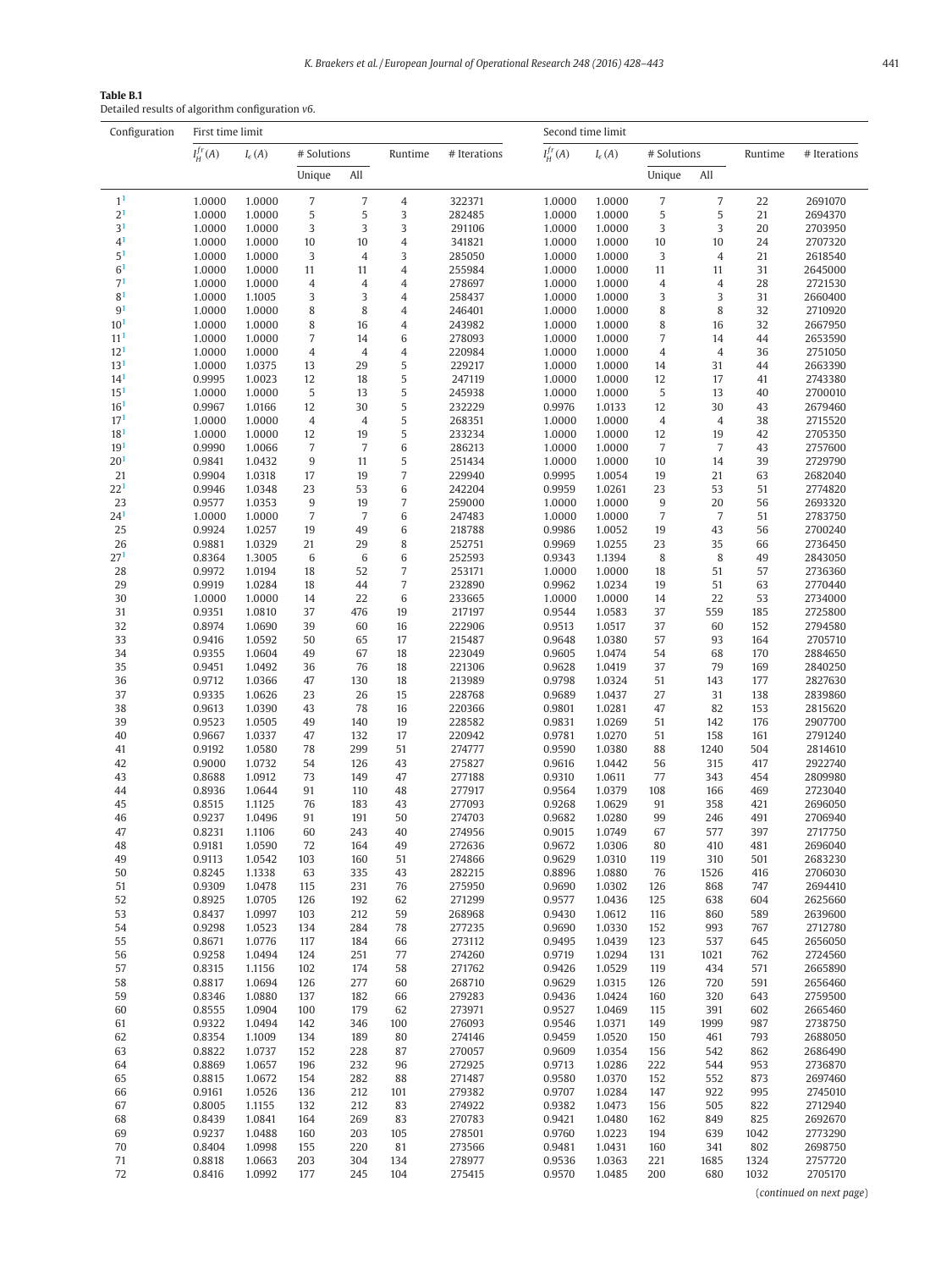**Table B.1**
Detailed results of algorithm configuration *v6*.

| Configuration | First time limit | | | | | | Second time limit | | | | | |
|---|---|---|---|---|---|---|---|---|---|---|---|---|
| | $I_H^{fr}(A)$ | $I_\epsilon(A)$ | # Solutions | | Runtime | # Iterations | $I_H^{fr}(A)$ | $I_\epsilon(A)$ | # Solutions | | Runtime | # Iterations |
| | | | Unique | All | | | | | Unique | All | | |
| 1[1] | 1.0000 | 1.0000 | 7 | 7 | 4 | 322371 | 1.0000 | 1.0000 | 7 | 7 | 22 | 2691070 |
| 2[1] | 1.0000 | 1.0000 | 5 | 5 | 3 | 282485 | 1.0000 | 1.0000 | 5 | 5 | 21 | 2694370 |
| 3[1] | 1.0000 | 1.0000 | 3 | 3 | 3 | 291106 | 1.0000 | 1.0000 | 3 | 3 | 20 | 2703950 |
| 4[1] | 1.0000 | 1.0000 | 10 | 10 | 4 | 341821 | 1.0000 | 1.0000 | 10 | 10 | 24 | 2707320 |
| 5[1] | 1.0000 | 1.0000 | 3 | 4 | 3 | 285050 | 1.0000 | 1.0000 | 3 | 4 | 21 | 2618540 |
| 6[1] | 1.0000 | 1.0000 | 11 | 11 | 4 | 255984 | 1.0000 | 1.0000 | 11 | 11 | 31 | 2645000 |
| 7[1] | 1.0000 | 1.0000 | 4 | 4 | 4 | 278697 | 1.0000 | 1.0000 | 4 | 4 | 28 | 2721530 |
| 8[1] | 1.0000 | 1.1005 | 3 | 3 | 4 | 258437 | 1.0000 | 1.0000 | 3 | 3 | 31 | 2660400 |
| 9[1] | 1.0000 | 1.0000 | 8 | 8 | 4 | 246401 | 1.0000 | 1.0000 | 8 | 8 | 32 | 2710920 |
| 10[1] | 1.0000 | 1.0000 | 8 | 16 | 4 | 243982 | 1.0000 | 1.0000 | 8 | 16 | 32 | 2667950 |
| 11[1] | 1.0000 | 1.0000 | 7 | 14 | 6 | 278093 | 1.0000 | 1.0000 | 7 | 14 | 44 | 2653590 |
| 12[1] | 1.0000 | 1.0000 | 4 | 4 | 4 | 220984 | 1.0000 | 1.0000 | 4 | 4 | 36 | 2751050 |
| 13[1] | 1.0000 | 1.0375 | 13 | 29 | 5 | 229217 | 1.0000 | 1.0000 | 14 | 31 | 44 | 2663390 |
| 14[1] | 0.9995 | 1.0023 | 12 | 18 | 5 | 247119 | 1.0000 | 1.0000 | 12 | 17 | 41 | 2743380 |
| 15[1] | 1.0000 | 1.0000 | 5 | 13 | 5 | 245938 | 1.0000 | 1.0000 | 5 | 13 | 40 | 2700010 |
| 16[1] | 0.9967 | 1.0166 | 12 | 30 | 5 | 232229 | 0.9976 | 1.0133 | 12 | 30 | 43 | 2679460 |
| 17[1] | 1.0000 | 1.0000 | 4 | 4 | 5 | 268351 | 1.0000 | 1.0000 | 4 | 4 | 38 | 2715520 |
| 18[1] | 1.0000 | 1.0000 | 12 | 19 | 5 | 233234 | 1.0000 | 1.0000 | 12 | 19 | 42 | 2705350 |
| 19[1] | 0.9990 | 1.0066 | 7 | 7 | 6 | 286213 | 1.0000 | 1.0000 | 7 | 7 | 43 | 2757600 |
| 20[1] | 0.9841 | 1.0432 | 9 | 11 | 5 | 251434 | 1.0000 | 1.0000 | 10 | 14 | 39 | 2729790 |
| 21 | 0.9904 | 1.0318 | 17 | 19 | 7 | 229940 | 0.9995 | 1.0054 | 19 | 21 | 63 | 2682040 |
| 22[1] | 0.9946 | 1.0348 | 23 | 53 | 6 | 242204 | 0.9959 | 1.0261 | 23 | 53 | 51 | 2774820 |
| 23 | 0.9577 | 1.0353 | 9 | 19 | 7 | 259000 | 1.0000 | 1.0000 | 9 | 20 | 56 | 2693320 |
| 24[1] | 1.0000 | 1.0000 | 7 | 7 | 6 | 247483 | 1.0000 | 1.0000 | 7 | 7 | 51 | 2783750 |
| 25 | 0.9924 | 1.0257 | 19 | 49 | 6 | 218788 | 0.9986 | 1.0052 | 19 | 43 | 56 | 2700240 |
| 26 | 0.9881 | 1.0329 | 21 | 29 | 8 | 252751 | 0.9969 | 1.0255 | 23 | 35 | 66 | 2736450 |
| 27[1] | 0.8364 | 1.3005 | 6 | 6 | 6 | 252593 | 0.9343 | 1.1394 | 8 | 8 | 49 | 2843050 |
| 28 | 0.9972 | 1.0194 | 18 | 52 | 7 | 253171 | 1.0000 | 1.0000 | 18 | 51 | 57 | 2736360 |
| 29 | 0.9919 | 1.0284 | 18 | 44 | 7 | 232890 | 0.9962 | 1.0234 | 19 | 51 | 63 | 2770440 |
| 30 | 1.0000 | 1.0000 | 14 | 22 | 6 | 233665 | 1.0000 | 1.0000 | 14 | 22 | 53 | 2734000 |
| 31 | 0.9351 | 1.0810 | 37 | 476 | 19 | 217197 | 0.9544 | 1.0583 | 37 | 559 | 185 | 2725800 |
| 32 | 0.8974 | 1.0690 | 39 | 60 | 16 | 222906 | 0.9513 | 1.0517 | 37 | 60 | 152 | 2794580 |
| 33 | 0.9416 | 1.0592 | 50 | 65 | 17 | 215487 | 0.9648 | 1.0380 | 57 | 93 | 164 | 2705710 |
| 34 | 0.9355 | 1.0604 | 49 | 67 | 18 | 223049 | 0.9605 | 1.0474 | 54 | 68 | 170 | 2884650 |
| 35 | 0.9451 | 1.0492 | 36 | 76 | 18 | 221306 | 0.9628 | 1.0419 | 37 | 79 | 169 | 2840250 |
| 36 | 0.9712 | 1.0366 | 47 | 130 | 18 | 213989 | 0.9798 | 1.0324 | 51 | 143 | 177 | 2827630 |
| 37 | 0.9335 | 1.0626 | 23 | 26 | 15 | 228768 | 0.9689 | 1.0437 | 27 | 31 | 138 | 2839860 |
| 38 | 0.9613 | 1.0390 | 43 | 78 | 16 | 220366 | 0.9801 | 1.0281 | 47 | 82 | 153 | 2815620 |
| 39 | 0.9523 | 1.0505 | 49 | 140 | 19 | 228582 | 0.9831 | 1.0269 | 51 | 142 | 176 | 2907700 |
| 40 | 0.9667 | 1.0337 | 47 | 132 | 17 | 220942 | 0.9781 | 1.0270 | 51 | 158 | 161 | 2791240 |
| 41 | 0.9192 | 1.0580 | 78 | 299 | 51 | 274777 | 0.9590 | 1.0380 | 88 | 1240 | 504 | 2814610 |
| 42 | 0.9000 | 1.0732 | 54 | 126 | 43 | 275827 | 0.9616 | 1.0442 | 56 | 315 | 417 | 2922740 |
| 43 | 0.8688 | 1.0912 | 73 | 149 | 47 | 277188 | 0.9310 | 1.0611 | 77 | 343 | 454 | 2809980 |
| 44 | 0.8936 | 1.0644 | 91 | 110 | 48 | 277917 | 0.9564 | 1.0379 | 108 | 166 | 469 | 2723040 |
| 45 | 0.8515 | 1.1125 | 76 | 183 | 43 | 277093 | 0.9268 | 1.0629 | 91 | 358 | 421 | 2696050 |
| 46 | 0.9237 | 1.0496 | 91 | 191 | 50 | 274703 | 0.9682 | 1.0280 | 99 | 246 | 491 | 2706940 |
| 47 | 0.8231 | 1.1106 | 60 | 243 | 40 | 274956 | 0.9015 | 1.0749 | 67 | 577 | 397 | 2717750 |
| 48 | 0.9181 | 1.0590 | 72 | 164 | 49 | 272636 | 0.9672 | 1.0306 | 80 | 410 | 481 | 2696040 |
| 49 | 0.9113 | 1.0542 | 103 | 160 | 51 | 274866 | 0.9629 | 1.0310 | 119 | 310 | 501 | 2683230 |
| 50 | 0.8245 | 1.1338 | 63 | 335 | 43 | 282215 | 0.8896 | 1.0880 | 76 | 1526 | 416 | 2706030 |
| 51 | 0.9309 | 1.0478 | 115 | 231 | 76 | 275950 | 0.9690 | 1.0302 | 126 | 868 | 747 | 2694410 |
| 52 | 0.8925 | 1.0705 | 126 | 192 | 62 | 271299 | 0.9577 | 1.0436 | 125 | 638 | 604 | 2625660 |
| 53 | 0.8437 | 1.0997 | 103 | 212 | 59 | 268968 | 0.9430 | 1.0612 | 116 | 860 | 589 | 2639600 |
| 54 | 0.9298 | 1.0523 | 134 | 284 | 78 | 277235 | 0.9690 | 1.0330 | 152 | 993 | 767 | 2712780 |
| 55 | 0.8671 | 1.0776 | 117 | 184 | 66 | 273112 | 0.9495 | 1.0439 | 123 | 537 | 645 | 2656050 |
| 56 | 0.9258 | 1.0494 | 124 | 251 | 77 | 274260 | 0.9719 | 1.0294 | 131 | 1021 | 762 | 2724560 |
| 57 | 0.8315 | 1.1156 | 102 | 174 | 58 | 271762 | 0.9426 | 1.0529 | 119 | 434 | 571 | 2665890 |
| 58 | 0.8817 | 1.0694 | 126 | 277 | 60 | 268710 | 0.9629 | 1.0315 | 126 | 720 | 591 | 2656460 |
| 59 | 0.8346 | 1.0880 | 137 | 182 | 66 | 279283 | 0.9436 | 1.0424 | 160 | 320 | 643 | 2759500 |
| 60 | 0.8555 | 1.0904 | 100 | 179 | 62 | 273971 | 0.9527 | 1.0469 | 115 | 391 | 602 | 2665460 |
| 61 | 0.9322 | 1.0494 | 142 | 346 | 100 | 276093 | 0.9546 | 1.0371 | 149 | 1999 | 987 | 2738750 |
| 62 | 0.8354 | 1.1009 | 134 | 189 | 80 | 274146 | 0.9459 | 1.0520 | 150 | 461 | 793 | 2688050 |
| 63 | 0.8822 | 1.0737 | 152 | 228 | 87 | 270057 | 0.9609 | 1.0354 | 156 | 542 | 862 | 2686490 |
| 64 | 0.8869 | 1.0657 | 196 | 232 | 96 | 272925 | 0.9713 | 1.0286 | 222 | 544 | 953 | 2736870 |
| 65 | 0.8815 | 1.0672 | 154 | 282 | 88 | 271487 | 0.9580 | 1.0370 | 152 | 552 | 873 | 2697460 |
| 66 | 0.9161 | 1.0526 | 136 | 212 | 101 | 279382 | 0.9707 | 1.0284 | 147 | 922 | 995 | 2745010 |
| 67 | 0.8005 | 1.1155 | 132 | 212 | 83 | 274922 | 0.9382 | 1.0473 | 156 | 505 | 822 | 2712940 |
| 68 | 0.8439 | 1.0841 | 164 | 269 | 83 | 270783 | 0.9421 | 1.0480 | 162 | 849 | 825 | 2692670 |
| 69 | 0.9237 | 1.0488 | 160 | 203 | 105 | 278501 | 0.9760 | 1.0223 | 194 | 639 | 1042 | 2773290 |
| 70 | 0.8404 | 1.0998 | 155 | 220 | 81 | 273566 | 0.9481 | 1.0431 | 160 | 341 | 802 | 2698750 |
| 71 | 0.8818 | 1.0663 | 203 | 304 | 134 | 278977 | 0.9536 | 1.0363 | 221 | 1685 | 1324 | 2757720 |
| 72 | 0.8416 | 1.0992 | 177 | 245 | 104 | 275415 | 0.9570 | 1.0485 | 200 | 680 | 1032 | 2705170 |

(*continued on next page*)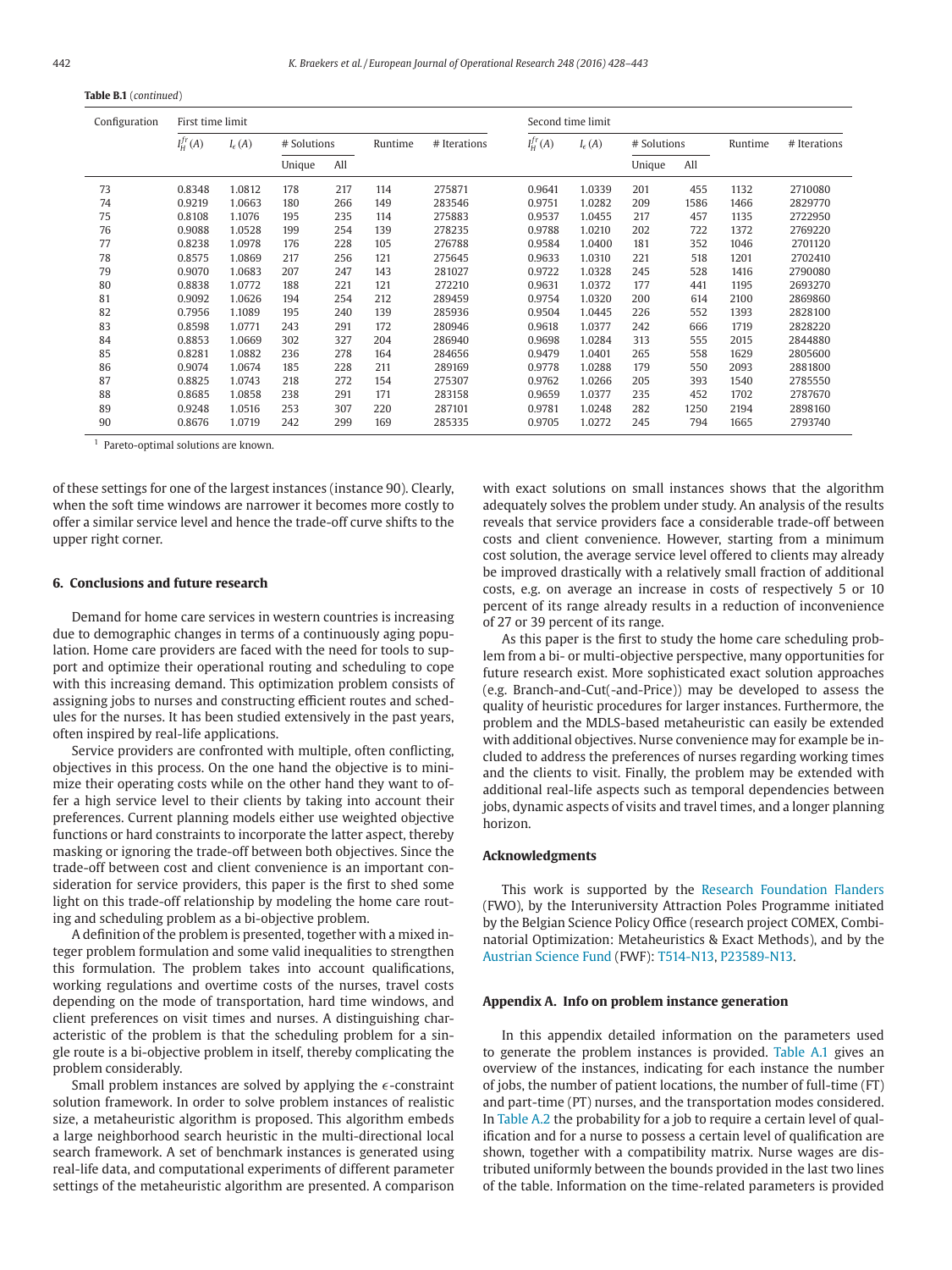**Table B.1** (*continued*)

| Configuration | First time limit | | | | | | Second time limit | | | | | |
|---|---|---|---|---|---|---|---|---|---|---|---|---|
| | $I_H^{fr}(A)$ | $I_\epsilon(A)$ | # Solutions | | Runtime | # Iterations | $I_H^{fr}(A)$ | $I_\epsilon(A)$ | # Solutions | | Runtime | # Iterations |
| | | | Unique | All | | | | | Unique | All | | |
| 73 | 0.8348 | 1.0812 | 178 | 217 | 114 | 275871 | 0.9641 | 1.0339 | 201 | 455 | 1132 | 2710080 |
| 74 | 0.9219 | 1.0663 | 180 | 266 | 149 | 283546 | 0.9751 | 1.0282 | 209 | 1586 | 1466 | 2829770 |
| 75 | 0.8108 | 1.1076 | 195 | 235 | 114 | 275883 | 0.9537 | 1.0455 | 217 | 457 | 1135 | 2722950 |
| 76 | 0.9088 | 1.0528 | 199 | 254 | 139 | 278235 | 0.9788 | 1.0210 | 202 | 722 | 1372 | 2769220 |
| 77 | 0.8238 | 1.0978 | 176 | 228 | 105 | 276788 | 0.9584 | 1.0400 | 181 | 352 | 1046 | 2701120 |
| 78 | 0.8575 | 1.0869 | 217 | 256 | 121 | 275645 | 0.9633 | 1.0310 | 221 | 518 | 1201 | 2702410 |
| 79 | 0.9070 | 1.0683 | 207 | 247 | 143 | 281027 | 0.9722 | 1.0328 | 245 | 528 | 1416 | 2790080 |
| 80 | 0.8838 | 1.0772 | 188 | 221 | 121 | 272210 | 0.9631 | 1.0372 | 177 | 441 | 1195 | 2693270 |
| 81 | 0.9092 | 1.0626 | 194 | 254 | 212 | 289459 | 0.9754 | 1.0320 | 200 | 614 | 2100 | 2869860 |
| 82 | 0.7956 | 1.1089 | 195 | 240 | 139 | 285936 | 0.9504 | 1.0445 | 226 | 552 | 1393 | 2828100 |
| 83 | 0.8598 | 1.0771 | 243 | 291 | 172 | 280946 | 0.9618 | 1.0377 | 242 | 666 | 1719 | 2828220 |
| 84 | 0.8853 | 1.0669 | 302 | 327 | 204 | 286940 | 0.9698 | 1.0284 | 313 | 555 | 2015 | 2844880 |
| 85 | 0.8281 | 1.0882 | 236 | 278 | 164 | 284656 | 0.9479 | 1.0401 | 265 | 558 | 1629 | 2805600 |
| 86 | 0.9074 | 1.0674 | 185 | 228 | 211 | 289169 | 0.9778 | 1.0288 | 179 | 550 | 2093 | 2881800 |
| 87 | 0.8825 | 1.0743 | 218 | 272 | 154 | 275307 | 0.9762 | 1.0266 | 205 | 393 | 1540 | 2785550 |
| 88 | 0.8685 | 1.0858 | 238 | 291 | 171 | 283158 | 0.9659 | 1.0377 | 235 | 452 | 1702 | 2787670 |
| 89 | 0.9248 | 1.0516 | 253 | 307 | 220 | 287101 | 0.9781 | 1.0248 | 282 | 1250 | 2194 | 2898160 |
| 90 | 0.8676 | 1.0719 | 242 | 299 | 169 | 285335 | 0.9705 | 1.0272 | 245 | 794 | 1665 | 2793740 |

[1] Pareto-optimal solutions are known.

of these settings for one of the largest instances (instance 90). Clearly, when the soft time windows are narrower it becomes more costly to offer a similar service level and hence the trade-off curve shifts to the upper right corner.

## 6. Conclusions and future research

Demand for home care services in western countries is increasing due to demographic changes in terms of a continuously aging population. Home care providers are faced with the need for tools to support and optimize their operational routing and scheduling to cope with this increasing demand. This optimization problem consists of assigning jobs to nurses and constructing efficient routes and schedules for the nurses. It has been studied extensively in the past years, often inspired by real-life applications.

Service providers are confronted with multiple, often conflicting, objectives in this process. On the one hand the objective is to minimize their operating costs while on the other hand they want to offer a high service level to their clients by taking into account their preferences. Current planning models either use weighted objective functions or hard constraints to incorporate the latter aspect, thereby masking or ignoring the trade-off between both objectives. Since the trade-off between cost and client convenience is an important consideration for service providers, this paper is the first to shed some light on this trade-off relationship by modeling the home care routing and scheduling problem as a bi-objective problem.

A definition of the problem is presented, together with a mixed integer problem formulation and some valid inequalities to strengthen this formulation. The problem takes into account qualifications, working regulations and overtime costs of the nurses, travel costs depending on the mode of transportation, hard time windows, and client preferences on visit times and nurses. A distinguishing characteristic of the problem is that the scheduling problem for a single route is a bi-objective problem in itself, thereby complicating the problem considerably.

Small problem instances are solved by applying the $\epsilon$-constraint solution framework. In order to solve problem instances of realistic size, a metaheuristic algorithm is proposed. This algorithm embeds a large neighborhood search heuristic in the multi-directional local search framework. A set of benchmark instances is generated using real-life data, and computational experiments of different parameter settings of the metaheuristic algorithm are presented. A comparison with exact solutions on small instances shows that the algorithm adequately solves the problem under study. An analysis of the results reveals that service providers face a considerable trade-off between costs and client convenience. However, starting from a minimum cost solution, the average service level offered to clients may already be improved drastically with a relatively small fraction of additional costs, e.g. on average an increase in costs of respectively 5 or 10 percent of its range already results in a reduction of inconvenience of 27 or 39 percent of its range.

As this paper is the first to study the home care scheduling problem from a bi- or multi-objective perspective, many opportunities for future research exist. More sophisticated exact solution approaches (e.g. Branch-and-Cut(-and-Price)) may be developed to assess the quality of heuristic procedures for larger instances. Furthermore, the problem and the MDLS-based metaheuristic can easily be extended with additional objectives. Nurse convenience may for example be included to address the preferences of nurses regarding working times and the clients to visit. Finally, the problem may be extended with additional real-life aspects such as temporal dependencies between jobs, dynamic aspects of visits and travel times, and a longer planning horizon.

### Acknowledgments

This work is supported by the Research Foundation Flanders (FWO), by the Interuniversity Attraction Poles Programme initiated by the Belgian Science Policy Office (research project COMEX, Combinatorial Optimization: Metaheuristics & Exact Methods), and by the Austrian Science Fund (FWF): T514-N13, P23589-N13.

### Appendix A. Info on problem instance generation

In this appendix detailed information on the parameters used to generate the problem instances is provided. Table A.1 gives an overview of the instances, indicating for each instance the number of jobs, the number of patient locations, the number of full-time (FT) and part-time (PT) nurses, and the transportation modes considered. In Table A.2 the probability for a job to require a certain level of qualification and for a nurse to possess a certain level of qualification are shown, together with a compatibility matrix. Nurse wages are distributed uniformly between the bounds provided in the last two lines of the table. Information on the time-related parameters is provided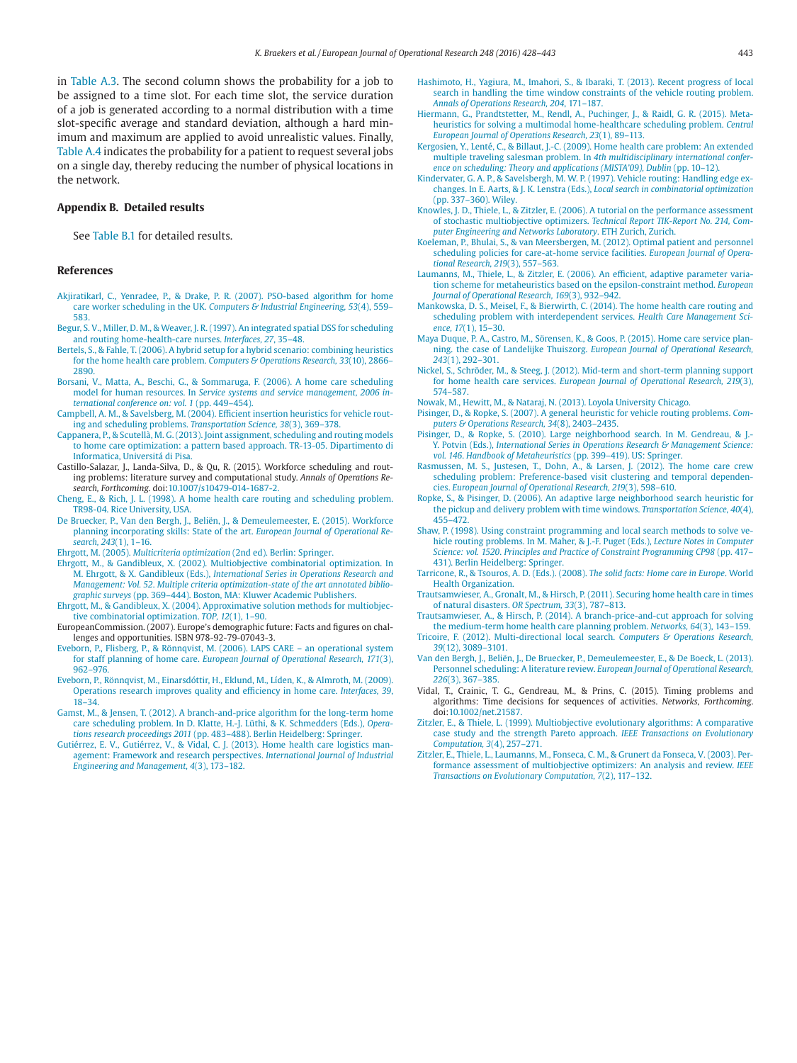in Table A.3. The second column shows the probability for a job to be assigned to a time slot. For each time slot, the service duration of a job is generated according to a normal distribution with a time slot-specific average and standard deviation, although a hard minimum and maximum are applied to avoid unrealistic values. Finally, Table A.4 indicates the probability for a patient to request several jobs on a single day, thereby reducing the number of physical locations in the network.

## Appendix B. Detailed results

See Table B.1 for detailed results.

## References

Akjiratikarl, C., Yenradee, P., & Drake, P. R. (2007). PSO-based algorithm for home care worker scheduling in the UK. *Computers & Industrial Engineering, 53*(4), 559–583.

Begur, S. V., Miller, D. M., & Weaver, J. R. (1997). An integrated spatial DSS for scheduling and routing home-health-care nurses. *Interfaces, 27*, 35–48.

Bertels, S., & Fahle, T. (2006). A hybrid setup for a hybrid scenario: combining heuristics for the home health care problem. *Computers & Operations Research, 33*(10), 2866–2890.

Borsani, V., Matta, A., Beschi, G., & Sommaruga, F. (2006). A home care scheduling model for human resources. In *Service systems and service management, 2006 international conference on: vol. 1* (pp. 449–454).

Campbell, A. M., & Savelsberg, M. (2004). Efficient insertion heuristics for vehicle routing and scheduling problems. *Transportation Science, 38*(3), 369–378.

Cappanera, P., & Scutellà, M. G. (2013). Joint assignment, scheduling and routing models to home care optimization: a pattern based approach. TR-13-05. Dipartimento di Informatica, Universitá di Pisa.

Castillo-Salazar, J., Landa-Silva, D., & Qu, R. (2015). Workforce scheduling and routing problems: literature survey and computational study. *Annals of Operations Research, Forthcoming*. doi:10.1007/s10479-014-1687-2.

Cheng, E., & Rich, J. L. (1998). A home health care routing and scheduling problem. TR98-04. Rice University, USA.

De Bruecker, P., Van den Bergh, J., Beliën, J., & Demeulemeester, E. (2015). Workforce planning incorporating skills: State of the art. *European Journal of Operational Research, 243*(1), 1–16.

Ehrgott, M. (2005). *Multicriteria optimization* (2nd ed). Berlin: Springer.

Ehrgott, M., & Gandibleux, X. (2002). Multiobjective combinatorial optimization. In M. Ehrgott, & X. Gandibleux (Eds.), *International Series in Operations Research and Management: Vol. 52. Multiple criteria optimization-state of the art annotated bibliographic surveys* (pp. 369–444). Boston, MA: Kluwer Academic Publishers.

Ehrgott, M., & Gandibleux, X. (2004). Approximative solution methods for multiobjective combinatorial optimization. *TOP, 12*(1), 1–90.

EuropeanCommission. (2007). Europe's demographic future: Facts and figures on challenges and opportunities. ISBN 978-92-79-07043-3.

Eveborn, P., Flisberg, P., & Rönnqvist, M. (2006). LAPS CARE – an operational system for staff planning of home care. *European Journal of Operational Research, 171*(3), 962–976.

Eveborn, P., Rönnqvist, M., Einarsdóttir, H., Eklund, M., Lídén, K., & Almroth, M. (2009). Operations research improves quality and efficiency in home care. *Interfaces, 39*, 18–34.

Gamst, M., & Jensen, T. (2012). A branch-and-price algorithm for the long-term home care scheduling problem. In D. Klatte, H.-J. Lüthi, & K. Schmedders (Eds.), *Operations research proceedings 2011* (pp. 483–488). Berlin Heidelberg: Springer.

Gutiérrez, E. V., Gutiérrez, V., & Vidal, C. J. (2013). Home health care logistics management: Framework and research perspectives. *International Journal of Industrial Engineering and Management, 4*(3), 173–182.

Hashimoto, H., Yagiura, M., Imahori, S., & Ibaraki, T. (2013). Recent progress of local search in handling the time window constraints of the vehicle routing problem. *Annals of Operations Research, 204*, 171–187.

Hiermann, G., Prandtstetter, M., Rendl, A., Puchinger, J., & Raidl, G. R. (2015). Metaheuristics for solving a multimodal home-healthcare scheduling problem. *Central European Journal of Operations Research, 23*(1), 89–113.

Kergosien, Y., Lenté, C., & Billaut, J.-C. (2009). Home health care problem: An extended multiple traveling salesman problem. In *4th multidisciplinary international conference on scheduling: Theory and applications (MISTA'09), Dublin* (pp. 10–12).

Kindervater, G. A. P., & Savelsbergh, M. W. P. (1997). Vehicle routing: Handling edge exchanges. In E. Aarts, & J. K. Lenstra (Eds.), *Local search in combinatorial optimization* (pp. 337–360). Wiley.

Knowles, J. D., Thiele, L., & Zitzler, E. (2006). A tutorial on the performance assessment of stochastic multiobjective optimizers. *Technical Report TIK-Report No. 214, Computer Engineering and Networks Laboratory*. ETH Zurich, Zurich.

Koeleman, P., Bhulai, S., & van Meersbergen, M. (2012). Optimal patient and personnel scheduling policies for care-at-home service facilities. *European Journal of Operational Research, 219*(3), 557–563.

Laumanns, M., Thiele, L., & Zitzler, E. (2006). An efficient, adaptive parameter variation scheme for metaheuristics based on the epsilon-constraint method. *European Journal of Operational Research, 169*(3), 932–942.

Mankowska, D. S., Meisel, F., & Bierwirth, C. (2014). The home health care routing and scheduling problem with interdependent services. *Health Care Management Science, 17*(1), 15–30.

Maya Duque, P. A., Castro, M., Sörensen, K., & Goos, P. (2015). Home care service planning. the case of Landelijke Thuiszorg. *European Journal of Operational Research, 243*(1), 292–301.

Nickel, S., Schröder, M., & Steeg, J. (2012). Mid-term and short-term planning support for home health care services. *European Journal of Operational Research, 219*(3), 574–587.

Nowak, M., Hewitt, M., & Nataraj, N. (2013). Loyola University Chicago.

Pisinger, D., & Ropke, S. (2007). A general heuristic for vehicle routing problems. *Computers & Operations Research, 34*(8), 2403–2435.

Pisinger, D., & Ropke, S. (2010). Large neighborhood search. In M. Gendreau, & J.-Y. Potvin (Eds.), *International Series in Operations Research & Management Science: vol. 146. Handbook of Metaheuristics* (pp. 399–419). US: Springer.

Rasmussen, M. S., Justesen, T., Dohn, A., & Larsen, J. (2012). The home care crew scheduling problem: Preference-based visit clustering and temporal dependencies. *European Journal of Operational Research, 219*(3), 598–610.

Ropke, S., & Pisinger, D. (2006). An adaptive large neighborhood search heuristic for the pickup and delivery problem with time windows. *Transportation Science, 40*(4), 455–472.

Shaw, P. (1998). Using constraint programming and local search methods to solve vehicle routing problems. In M. Maher, & J.-F. Puget (Eds.), *Lecture Notes in Computer Science: vol. 1520. Principles and Practice of Constraint Programming CP98* (pp. 417–431). Berlin Heidelberg: Springer.

Tarricone, R., & Tsouros, A. D. (Eds.). (2008). *The solid facts: Home care in Europe*. World Health Organization.

Trautsamwieser, A., Gronalt, M., & Hirsch, P. (2011). Securing home health care in times of natural disasters. *OR Spectrum, 33*(3), 787–813.

Trautsamwieser, A., & Hirsch, P. (2014). A branch-price-and-cut approach for solving the medium-term home health care planning problem. *Networks, 64*(3), 143–159.

Tricoire, F. (2012). Multi-directional local search. *Computers & Operations Research, 39*(12), 3089–3101.

Van den Bergh, J., Beliën, J., De Bruecker, P., Demeulemeester, E., & De Boeck, L. (2013). Personnel scheduling: A literature review. *European Journal of Operational Research, 226*(3), 367–385.

Vidal, T., Crainic, T. G., Gendreau, M., & Prins, C. (2015). Timing problems and algorithms: Time decisions for sequences of activities. *Networks, Forthcoming*. doi:10.1002/net.21587.

Zitzler, E., & Thiele, L. (1999). Multiobjective evolutionary algorithms: A comparative case study and the strength Pareto approach. *IEEE Transactions on Evolutionary Computation, 3*(4), 257–271.

Zitzler, E., Thiele, L., Laumanns, M., Fonseca, C. M., & Grunert da Fonseca, V. (2003). Performance assessment of multiobjective optimizers: An analysis and review. *IEEE Transactions on Evolutionary Computation, 7*(2), 117–132.